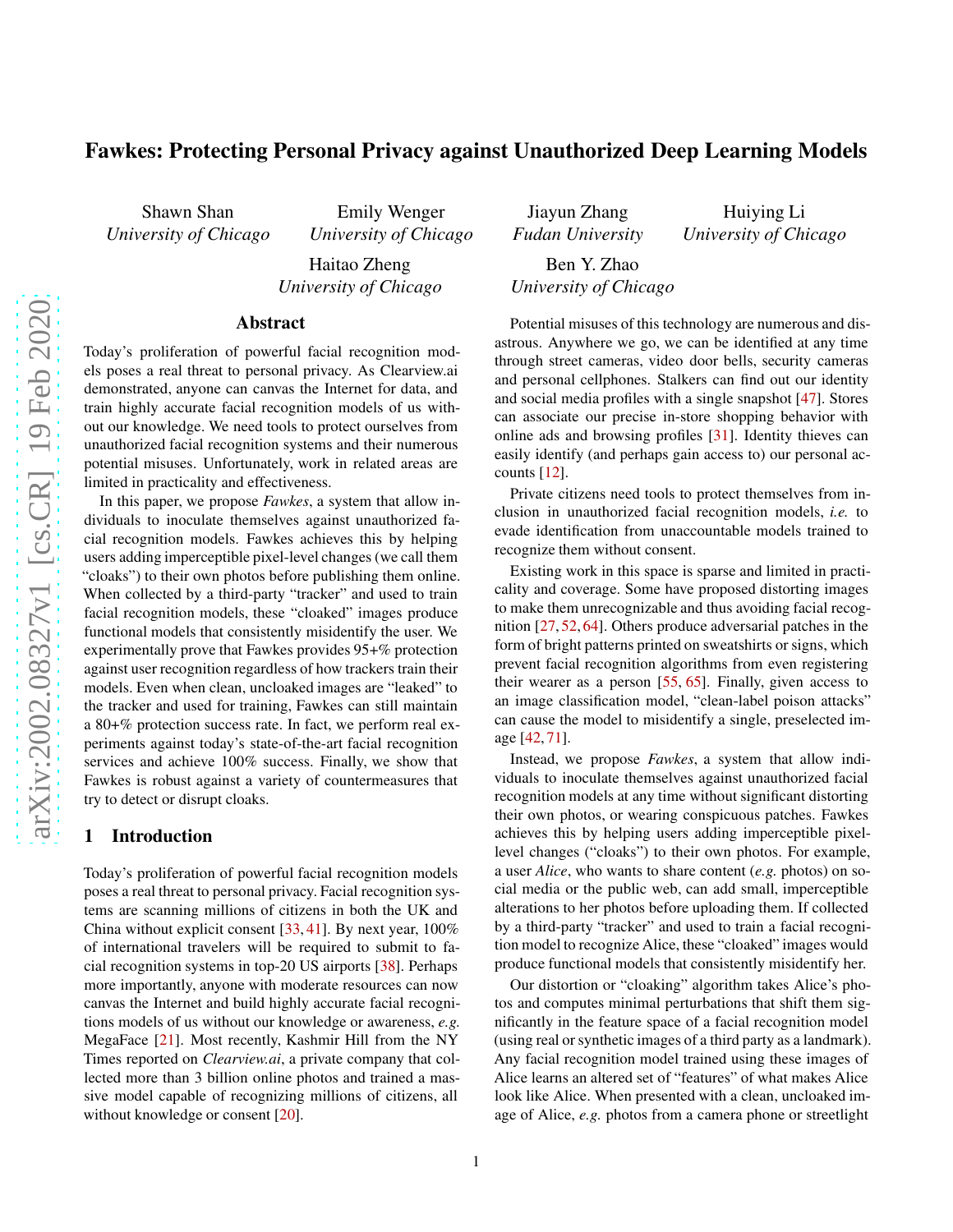# Fawkes: Protecting Personal Privacy against Unauthorized Deep Learning Models

Shawn Shan
*University of Chicago*

Emily Wenger
*University of Chicago*

Jiayun Zhang
*Fudan University*

Huiying Li
*University of Chicago*

Haitao Zheng
*University of Chicago*

Ben Y. Zhao
*University of Chicago*

## Abstract

Today's proliferation of powerful facial recognition models poses a real threat to personal privacy. As Clearview.ai demonstrated, anyone can canvas the Internet for data, and train highly accurate facial recognition models of us without our knowledge. We need tools to protect ourselves from unauthorized facial recognition systems and their numerous potential misuses. Unfortunately, work in related areas are limited in practicality and effectiveness.

In this paper, we propose *Fawkes*, a system that allow individuals to inoculate themselves against unauthorized facial recognition models. Fawkes achieves this by helping users adding imperceptible pixel-level changes (we call them "cloaks") to their own photos before publishing them online. When collected by a third-party "tracker" and used to train facial recognition models, these "cloaked" images produce functional models that consistently misidentify the user. We experimentally prove that Fawkes provides 95+% protection against user recognition regardless of how trackers train their models. Even when clean, uncloaked images are "leaked" to the tracker and used for training, Fawkes can still maintain a 80+% protection success rate. In fact, we perform real experiments against today's state-of-the-art facial recognition services and achieve 100% success. Finally, we show that Fawkes is robust against a variety of countermeasures that try to detect or disrupt cloaks.

## 1 Introduction

Today's proliferation of powerful facial recognition models poses a real threat to personal privacy. Facial recognition systems are scanning millions of citizens in both the UK and China without explicit consent [33, 41]. By next year, 100% of international travelers will be required to submit to facial recognition systems in top-20 US airports [38]. Perhaps more importantly, anyone with moderate resources can now canvas the Internet and build highly accurate facial recognitions models of us without our knowledge or awareness, *e.g.* MegaFace [21]. Most recently, Kashmir Hill from the NY Times reported on *Clearview.ai*, a private company that collected more than 3 billion online photos and trained a massive model capable of recognizing millions of citizens, all without knowledge or consent [20].

Potential misuses of this technology are numerous and disastrous. Anywhere we go, we can be identified at any time through street cameras, video door bells, security cameras and personal cellphones. Stalkers can find out our identity and social media profiles with a single snapshot [47]. Stores can associate our precise in-store shopping behavior with online ads and browsing profiles [31]. Identity thieves can easily identify (and perhaps gain access to) our personal accounts [12].

Private citizens need tools to protect themselves from inclusion in unauthorized facial recognition models, *i.e.* to evade identification from unaccountable models trained to recognize them without consent.

Existing work in this space is sparse and limited in practicality and coverage. Some have proposed distorting images to make them unrecognizable and thus avoiding facial recognition [27, 52, 64]. Others produce adversarial patches in the form of bright patterns printed on sweatshirts or signs, which prevent facial recognition algorithms from even registering their wearer as a person [55, 65]. Finally, given access to an image classification model, "clean-label poison attacks" can cause the model to misidentify a single, preselected image [42, 71].

Instead, we propose *Fawkes*, a system that allow individuals to inoculate themselves against unauthorized facial recognition models at any time without significant distorting their own photos, or wearing conspicuous patches. Fawkes achieves this by helping users adding imperceptible pixel-level changes ("cloaks") to their own photos. For example, a user *Alice*, who wants to share content (*e.g.* photos) on social media or the public web, can add small, imperceptible alterations to her photos before uploading them. If collected by a third-party "tracker" and used to train a facial recognition model to recognize Alice, these "cloaked" images would produce functional models that consistently misidentify her.

Our distortion or "cloaking" algorithm takes Alice's photos and computes minimal perturbations that shift them significantly in the feature space of a facial recognition model (using real or synthetic images of a third party as a landmark). Any facial recognition model trained using these images of Alice learns an altered set of "features" of what makes Alice look like Alice. When presented with a clean, uncloaked image of Alice, *e.g.* photos from a camera phone or streetlight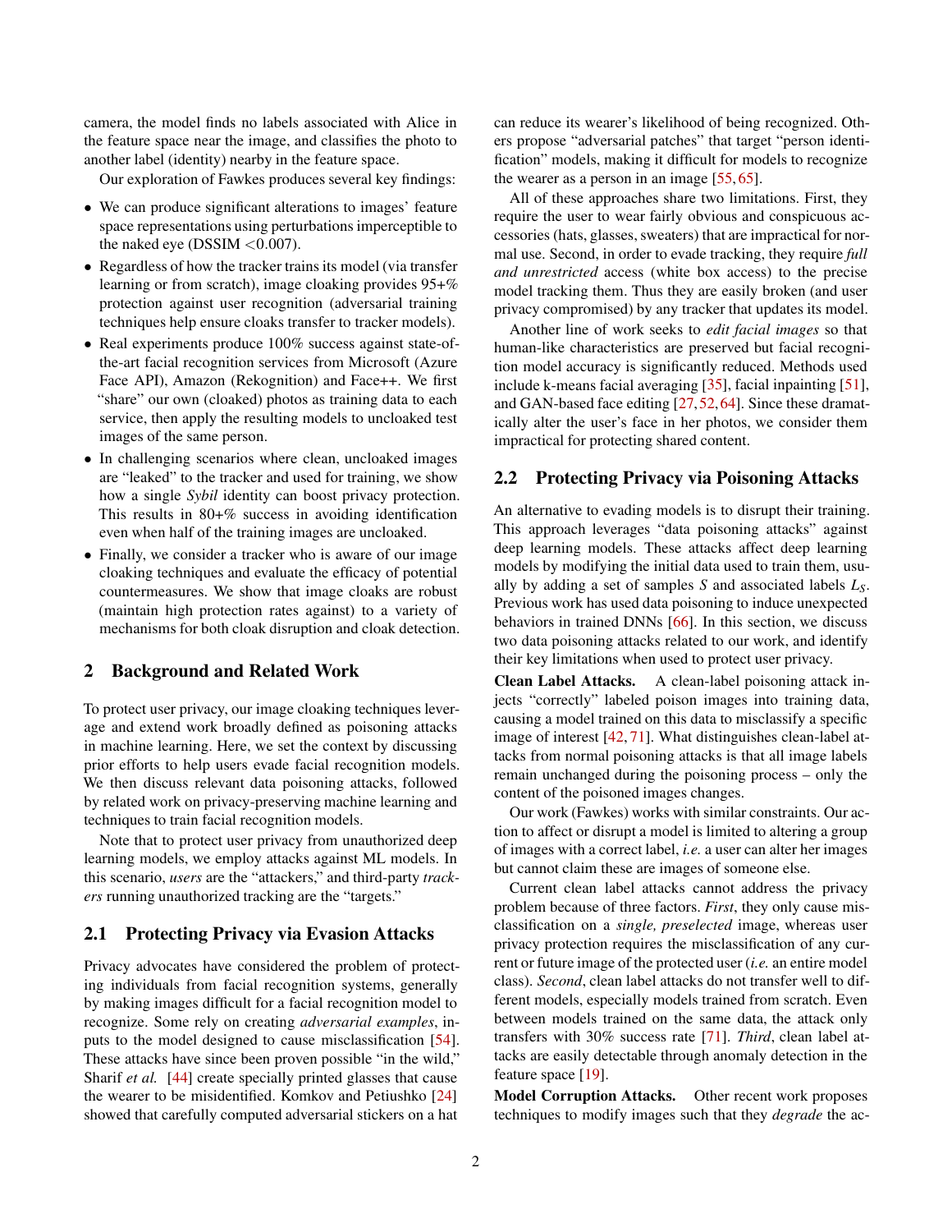camera, the model finds no labels associated with Alice in the feature space near the image, and classifies the photo to another label (identity) nearby in the feature space.

Our exploration of Fawkes produces several key findings:

- We can produce significant alterations to images' feature space representations using perturbations imperceptible to the naked eye (DSSIM $<0.007$).
- Regardless of how the tracker trains its model (via transfer learning or from scratch), image cloaking provides 95+% protection against user recognition (adversarial training techniques help ensure cloaks transfer to tracker models).
- Real experiments produce 100% success against state-of-the-art facial recognition services from Microsoft (Azure Face API), Amazon (Rekognition) and Face++. We first "share" our own (cloaked) photos as training data to each service, then apply the resulting models to uncloaked test images of the same person.
- In challenging scenarios where clean, uncloaked images are "leaked" to the tracker and used for training, we show how a single *Sybil* identity can boost privacy protection. This results in 80+% success in avoiding identification even when half of the training images are uncloaked.
- Finally, we consider a tracker who is aware of our image cloaking techniques and evaluate the efficacy of potential countermeasures. We show that image cloaks are robust (maintain high protection rates against) to a variety of mechanisms for both cloak disruption and cloak detection.

## 2 Background and Related Work

To protect user privacy, our image cloaking techniques leverage and extend work broadly defined as poisoning attacks in machine learning. Here, we set the context by discussing prior efforts to help users evade facial recognition models. We then discuss relevant data poisoning attacks, followed by related work on privacy-preserving machine learning and techniques to train facial recognition models.

Note that to protect user privacy from unauthorized deep learning models, we employ attacks against ML models. In this scenario, *users* are the "attackers," and third-party *trackers* running unauthorized tracking are the "targets."

### 2.1 Protecting Privacy via Evasion Attacks

Privacy advocates have considered the problem of protecting individuals from facial recognition systems, generally by making images difficult for a facial recognition model to recognize. Some rely on creating *adversarial examples*, inputs to the model designed to cause misclassification [54]. These attacks have since been proven possible "in the wild," Sharif *et al.* [44] create specially printed glasses that cause the wearer to be misidentified. Komkov and Petiushko [24] showed that carefully computed adversarial stickers on a hat can reduce its wearer's likelihood of being recognized. Others propose "adversarial patches" that target "person identification" models, making it difficult for models to recognize the wearer as a person in an image [55, 65].

All of these approaches share two limitations. First, they require the user to wear fairly obvious and conspicuous accessories (hats, glasses, sweaters) that are impractical for normal use. Second, in order to evade tracking, they require *full and unrestricted* access (white box access) to the precise model tracking them. Thus they are easily broken (and user privacy compromised) by any tracker that updates its model.

Another line of work seeks to *edit facial images* so that human-like characteristics are preserved but facial recognition model accuracy is significantly reduced. Methods used include k-means facial averaging [35], facial inpainting [51], and GAN-based face editing [27, 52, 64]. Since these dramatically alter the user's face in her photos, we consider them impractical for protecting shared content.

### 2.2 Protecting Privacy via Poisoning Attacks

An alternative to evading models is to disrupt their training. This approach leverages "data poisoning attacks" against deep learning models. These attacks affect deep learning models by modifying the initial data used to train them, usually by adding a set of samples $S$ and associated labels $L_S$. Previous work has used data poisoning to induce unexpected behaviors in trained DNNs [66]. In this section, we discuss two data poisoning attacks related to our work, and identify their key limitations when used to protect user privacy.

**Clean Label Attacks.** A clean-label poisoning attack injects "correctly" labeled poison images into training data, causing a model trained on this data to misclassify a specific image of interest [42, 71]. What distinguishes clean-label attacks from normal poisoning attacks is that all image labels remain unchanged during the poisoning process – only the content of the poisoned images changes.

Our work (Fawkes) works with similar constraints. Our action to affect or disrupt a model is limited to altering a group of images with a correct label, *i.e.* a user can alter her images but cannot claim these are images of someone else.

Current clean label attacks cannot address the privacy problem because of three factors. *First*, they only cause misclassification on a *single, preselected* image, whereas user privacy protection requires the misclassification of any current or future image of the protected user (*i.e.* an entire model class). *Second*, clean label attacks do not transfer well to different models, especially models trained from scratch. Even between models trained on the same data, the attack only transfers with 30% success rate [71]. *Third*, clean label attacks are easily detectable through anomaly detection in the feature space [19].

**Model Corruption Attacks.** Other recent work proposes techniques to modify images such that they *degrade* the ac-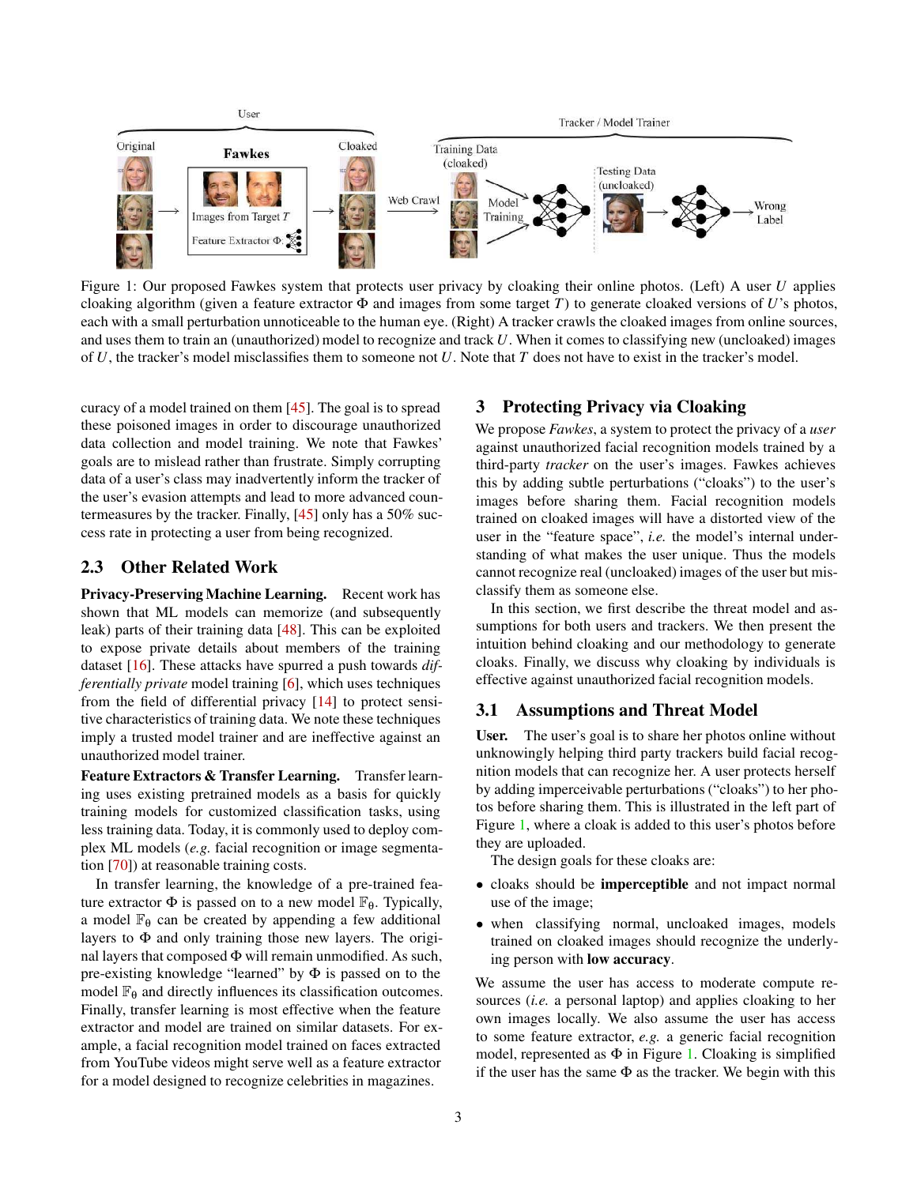Figure 1: Our proposed Fawkes system that protects user privacy by cloaking their online photos. (Left) A user $U$ applies cloaking algorithm (given a feature extractor $\Phi$ and images from some target $T$) to generate cloaked versions of $U$'s photos, each with a small perturbation unnoticeable to the human eye. (Right) A tracker crawls the cloaked images from online sources, and uses them to train an (unauthorized) model to recognize and track $U$. When it comes to classifying new (uncloaked) images of $U$, the tracker's model misclassifies them to someone not $U$. Note that $T$ does not have to exist in the tracker's model.

curacy of a model trained on them [45]. The goal is to spread these poisoned images in order to discourage unauthorized data collection and model training. We note that Fawkes' goals are to mislead rather than frustrate. Simply corrupting data of a user's class may inadvertently inform the tracker of the user's evasion attempts and lead to more advanced countermeasures by the tracker. Finally, [45] only has a 50% success rate in protecting a user from being recognized.

## 2.3 Other Related Work

**Privacy-Preserving Machine Learning.** Recent work has shown that ML models can memorize (and subsequently leak) parts of their training data [48]. This can be exploited to expose private details about members of the training dataset [16]. These attacks have spurred a push towards *differentially private* model training [6], which uses techniques from the field of differential privacy [14] to protect sensitive characteristics of training data. We note these techniques imply a trusted model trainer and are ineffective against an unauthorized model trainer.

**Feature Extractors & Transfer Learning.** Transfer learning uses existing pretrained models as a basis for quickly training models for customized classification tasks, using less training data. Today, it is commonly used to deploy complex ML models (*e.g.* facial recognition or image segmentation [70]) at reasonable training costs.

In transfer learning, the knowledge of a pre-trained feature extractor $\Phi$ is passed on to a new model $\mathbb{F}_\theta$. Typically, a model $\mathbb{F}_\theta$ can be created by appending a few additional layers to $\Phi$ and only training those new layers. The original layers that composed $\Phi$ will remain unmodified. As such, pre-existing knowledge "learned" by $\Phi$ is passed on to the model $\mathbb{F}_\theta$ and directly influences its classification outcomes. Finally, transfer learning is most effective when the feature extractor and model are trained on similar datasets. For example, a facial recognition model trained on faces extracted from YouTube videos might serve well as a feature extractor for a model designed to recognize celebrities in magazines.

# 3 Protecting Privacy via Cloaking

We propose *Fawkes*, a system to protect the privacy of a *user* against unauthorized facial recognition models trained by a third-party *tracker* on the user's images. Fawkes achieves this by adding subtle perturbations ("cloaks") to the user's images before sharing them. Facial recognition models trained on cloaked images will have a distorted view of the user in the "feature space", *i.e.* the model's internal understanding of what makes the user unique. Thus the models cannot recognize real (uncloaked) images of the user but misclassify them as someone else.

In this section, we first describe the threat model and assumptions for both users and trackers. We then present the intuition behind cloaking and our methodology to generate cloaks. Finally, we discuss why cloaking by individuals is effective against unauthorized facial recognition models.

## 3.1 Assumptions and Threat Model

**User.** The user's goal is to share her photos online without unknowingly helping third party trackers build facial recognition models that can recognize her. A user protects herself by adding imperceivable perturbations ("cloaks") to her photos before sharing them. This is illustrated in the left part of Figure 1, where a cloak is added to this user's photos before they are uploaded.

The design goals for these cloaks are:

- cloaks should be **imperceptible** and not impact normal use of the image;
- when classifying normal, uncloaked images, models trained on cloaked images should recognize the underlying person with **low accuracy**.

We assume the user has access to moderate compute resources (*i.e.* a personal laptop) and applies cloaking to her own images locally. We also assume the user has access to some feature extractor, *e.g.* a generic facial recognition model, represented as $\Phi$ in Figure 1. Cloaking is simplified if the user has the same $\Phi$ as the tracker. We begin with this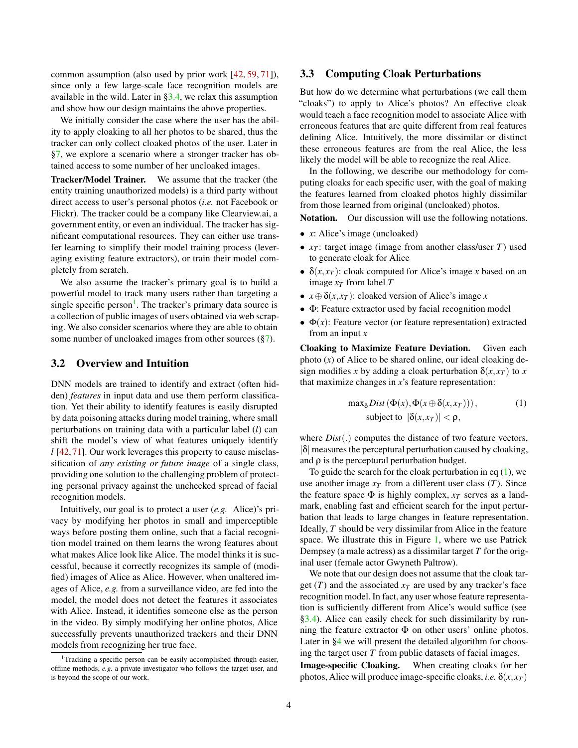common assumption (also used by prior work [42, 59, 71]), since only a few large-scale face recognition models are available in the wild. Later in §3.4, we relax this assumption and show how our design maintains the above properties.

We initially consider the case where the user has the ability to apply cloaking to all her photos to be shared, thus the tracker can only collect cloaked photos of the user. Later in §7, we explore a scenario where a stronger tracker has obtained access to some number of her uncloaked images.

**Tracker/Model Trainer.** We assume that the tracker (the entity training unauthorized models) is a third party without direct access to user's personal photos (*i.e.* not Facebook or Flickr). The tracker could be a company like Clearview.ai, a government entity, or even an individual. The tracker has significant computational resources. They can either use transfer learning to simplify their model training process (leveraging existing feature extractors), or train their model completely from scratch.

We also assume the tracker's primary goal is to build a powerful model to track many users rather than targeting a single specific person[1]. The tracker's primary data source is a collection of public images of users obtained via web scraping. We also consider scenarios where they are able to obtain some number of uncloaked images from other sources (§7).

## 3.2 Overview and Intuition

DNN models are trained to identify and extract (often hidden) *features* in input data and use them perform classification. Yet their ability to identify features is easily disrupted by data poisoning attacks during model training, where small perturbations on training data with a particular label ($l$) can shift the model's view of what features uniquely identify $l$ [42, 71]. Our work leverages this property to cause misclassification of *any existing or future image* of a single class, providing one solution to the challenging problem of protecting personal privacy against the unchecked spread of facial recognition models.

Intuitively, our goal is to protect a user (*e.g.* Alice)'s privacy by modifying her photos in small and imperceptible ways before posting them online, such that a facial recognition model trained on them learns the wrong features about what makes Alice look like Alice. The model thinks it is successful, because it correctly recognizes its sample of (modified) images of Alice as Alice. However, when unaltered images of Alice, *e.g.* from a surveillance video, are fed into the model, the model does not detect the features it associates with Alice. Instead, it identifies someone else as the person in the video. By simply modifying her online photos, Alice successfully prevents unauthorized trackers and their DNN models from recognizing her true face.

[1] Tracking a specific person can be easily accomplished through easier, offline methods, *e.g.* a private investigator who follows the target user, and is beyond the scope of our work.

## 3.3 Computing Cloak Perturbations

But how do we determine what perturbations (we call them "cloaks") to apply to Alice's photos? An effective cloak would teach a face recognition model to associate Alice with erroneous features that are quite different from real features defining Alice. Intuitively, the more dissimilar or distinct these erroneous features are from the real Alice, the less likely the model will be able to recognize the real Alice.

In the following, we describe our methodology for computing cloaks for each specific user, with the goal of making the features learned from cloaked photos highly dissimilar from those learned from original (uncloaked) photos.

**Notation.** Our discussion will use the following notations.

- $x$: Alice's image (uncloaked)
- $x_T$: target image (image from another class/user $T$) used to generate cloak for Alice
- $\delta(x, x_T)$: cloak computed for Alice's image $x$ based on an image $x_T$ from label $T$
- $x \oplus \delta(x, x_T)$: cloaked version of Alice's image $x$
- $\Phi$: Feature extractor used by facial recognition model
- $\Phi(x)$: Feature vector (or feature representation) extracted from an input $x$

**Cloaking to Maximize Feature Deviation.** Given each photo ($x$) of Alice to be shared online, our ideal cloaking design modifies $x$ by adding a cloak perturbation $\delta(x, x_T)$ to $x$ that maximize changes in $x$'s feature representation:

$$\max_{\delta} Dist\left(\Phi(x), \Phi(x \oplus \delta(x, x_T))\right), \qquad (1)$$
$$\text{subject to } \ |\delta(x, x_T)| < \rho,$$

where $Dist(.)$ computes the distance of two feature vectors, $|\delta|$ measures the perceptual perturbation caused by cloaking, and $\rho$ is the perceptual perturbation budget.

To guide the search for the cloak perturbation in eq (1), we use another image $x_T$ from a different user class ($T$). Since the feature space $\Phi$ is highly complex, $x_T$ serves as a landmark, enabling fast and efficient search for the input perturbation that leads to large changes in feature representation. Ideally, $T$ should be very dissimilar from Alice in the feature space. We illustrate this in Figure 1, where we use Patrick Dempsey (a male actress) as a dissimilar target $T$ for the original user (female actor Gwyneth Paltrow).

We note that our design does not assume that the cloak target ($T$) and the associated $x_T$ are used by any tracker's face recognition model. In fact, any user whose feature representation is sufficiently different from Alice's would suffice (see §3.4). Alice can easily check for such dissimilarity by running the feature extractor $\Phi$ on other users' online photos. Later in §4 we will present the detailed algorithm for choosing the target user $T$ from public datasets of facial images.

**Image-specific Cloaking.** When creating cloaks for her photos, Alice will produce image-specific cloaks, *i.e.* $\delta(x, x_T)$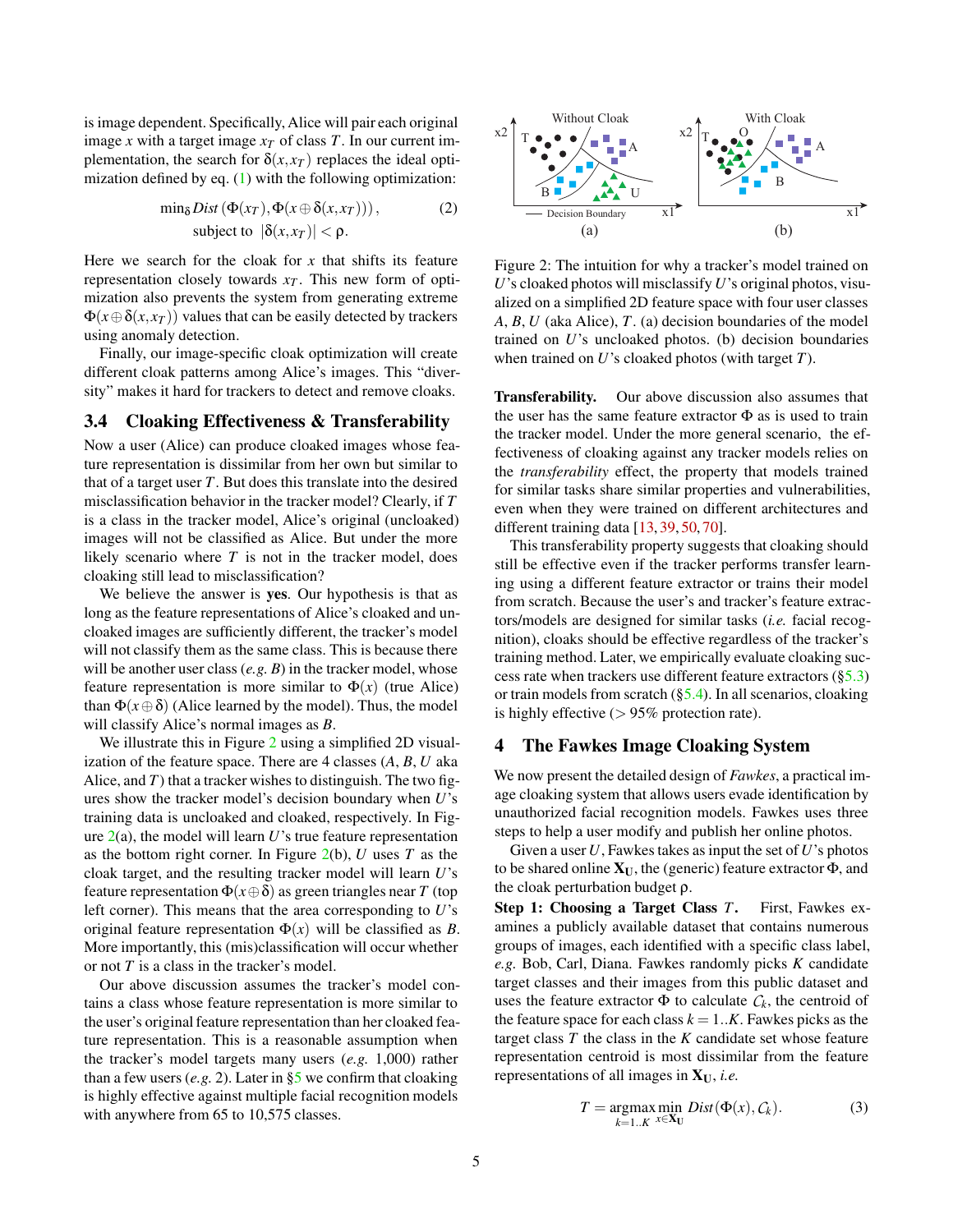is image dependent. Specifically, Alice will pair each original image $x$ with a target image $x_T$ of class $T$. In our current implementation, the search for $\delta(x, x_T)$ replaces the ideal optimization defined by eq. (1) with the following optimization:

$$\min_{\delta} Dist\left(\Phi(x_T), \Phi(x \oplus \delta(x, x_T))\right), \quad (2)$$
$$\text{subject to } |\delta(x, x_T)| < \rho.$$

Here we search for the cloak for $x$ that shifts its feature representation closely towards $x_T$. This new form of optimization also prevents the system from generating extreme $\Phi(x \oplus \delta(x, x_T))$ values that can be easily detected by trackers using anomaly detection.

Finally, our image-specific cloak optimization will create different cloak patterns among Alice's images. This "diversity" makes it hard for trackers to detect and remove cloaks.

### 3.4 Cloaking Effectiveness & Transferability

Now a user (Alice) can produce cloaked images whose feature representation is dissimilar from her own but similar to that of a target user $T$. But does this translate into the desired misclassification behavior in the tracker model? Clearly, if $T$ is a class in the tracker model, Alice's original (uncloaked) images will not be classified as Alice. But under the more likely scenario where $T$ is not in the tracker model, does cloaking still lead to misclassification?

We believe the answer is **yes**. Our hypothesis is that as long as the feature representations of Alice's cloaked and uncloaked images are sufficiently different, the tracker's model will not classify them as the same class. This is because there will be another user class (*e.g.* $B$) in the tracker model, whose feature representation is more similar to $\Phi(x)$ (true Alice) than $\Phi(x \oplus \delta)$ (Alice learned by the model). Thus, the model will classify Alice's normal images as $B$.

We illustrate this in Figure 2 using a simplified 2D visualization of the feature space. There are 4 classes ($A$, $B$, $U$ aka Alice, and $T$) that a tracker wishes to distinguish. The two figures show the tracker model's decision boundary when $U$'s training data is uncloaked and cloaked, respectively. In Figure 2(a), the model will learn $U$'s true feature representation as the bottom right corner. In Figure 2(b), $U$ uses $T$ as the cloak target, and the resulting tracker model will learn $U$'s feature representation $\Phi(x \oplus \delta)$ as green triangles near $T$ (top left corner). This means that the area corresponding to $U$'s original feature representation $\Phi(x)$ will be classified as $B$. More importantly, this (mis)classification will occur whether or not $T$ is a class in the tracker's model.

Our above discussion assumes the tracker's model contains a class whose feature representation is more similar to the user's original feature representation than her cloaked feature representation. This is a reasonable assumption when the tracker's model targets many users (*e.g.* 1,000) rather than a few users (*e.g.* 2). Later in §5 we confirm that cloaking is highly effective against multiple facial recognition models with anywhere from 65 to 10,575 classes.

Figure 2: The intuition for why a tracker's model trained on $U$'s cloaked photos will misclassify $U$'s original photos, visualized on a simplified 2D feature space with four user classes $A$, $B$, $U$ (aka Alice), $T$. (a) decision boundaries of the model trained on $U$'s uncloaked photos. (b) decision boundaries when trained on $U$'s cloaked photos (with target $T$).

**Transferability.** Our above discussion also assumes that the user has the same feature extractor $\Phi$ as is used to train the tracker model. Under the more general scenario, the effectiveness of cloaking against any tracker models relies on the *transferability* effect, the property that models trained for similar tasks share similar properties and vulnerabilities, even when they were trained on different architectures and different training data [13, 39, 50, 70].

This transferability property suggests that cloaking should still be effective even if the tracker performs transfer learning using a different feature extractor or trains their model from scratch. Because the user's and tracker's feature extractors/models are designed for similar tasks (*i.e.* facial recognition), cloaks should be effective regardless of the tracker's training method. Later, we empirically evaluate cloaking success rate when trackers use different feature extractors (§5.3) or train models from scratch (§5.4). In all scenarios, cloaking is highly effective (> 95% protection rate).

## 4 The Fawkes Image Cloaking System

We now present the detailed design of *Fawkes*, a practical image cloaking system that allows users evade identification by unauthorized facial recognition models. Fawkes uses three steps to help a user modify and publish her online photos.

Given a user $U$, Fawkes takes as input the set of $U$'s photos to be shared online $\mathbf{X_U}$, the (generic) feature extractor $\Phi$, and the cloak perturbation budget $\rho$.

**Step 1: Choosing a Target Class $T$.** First, Fawkes examines a publicly available dataset that contains numerous groups of images, each identified with a specific class label, *e.g.* Bob, Carl, Diana. Fawkes randomly picks $K$ candidate target classes and their images from this public dataset and uses the feature extractor $\Phi$ to calculate $\mathcal{C}_k$, the centroid of the feature space for each class $k = 1..K$. Fawkes picks as the target class $T$ the class in the $K$ candidate set whose feature representation centroid is most dissimilar from the feature representations of all images in $\mathbf{X_U}$, *i.e.*

$$T = \underset{k=1..K}{\operatorname{argmax}} \min_{x \in \mathbf{X_U}} Dist(\Phi(x), \mathcal{C}_k). \quad (3)$$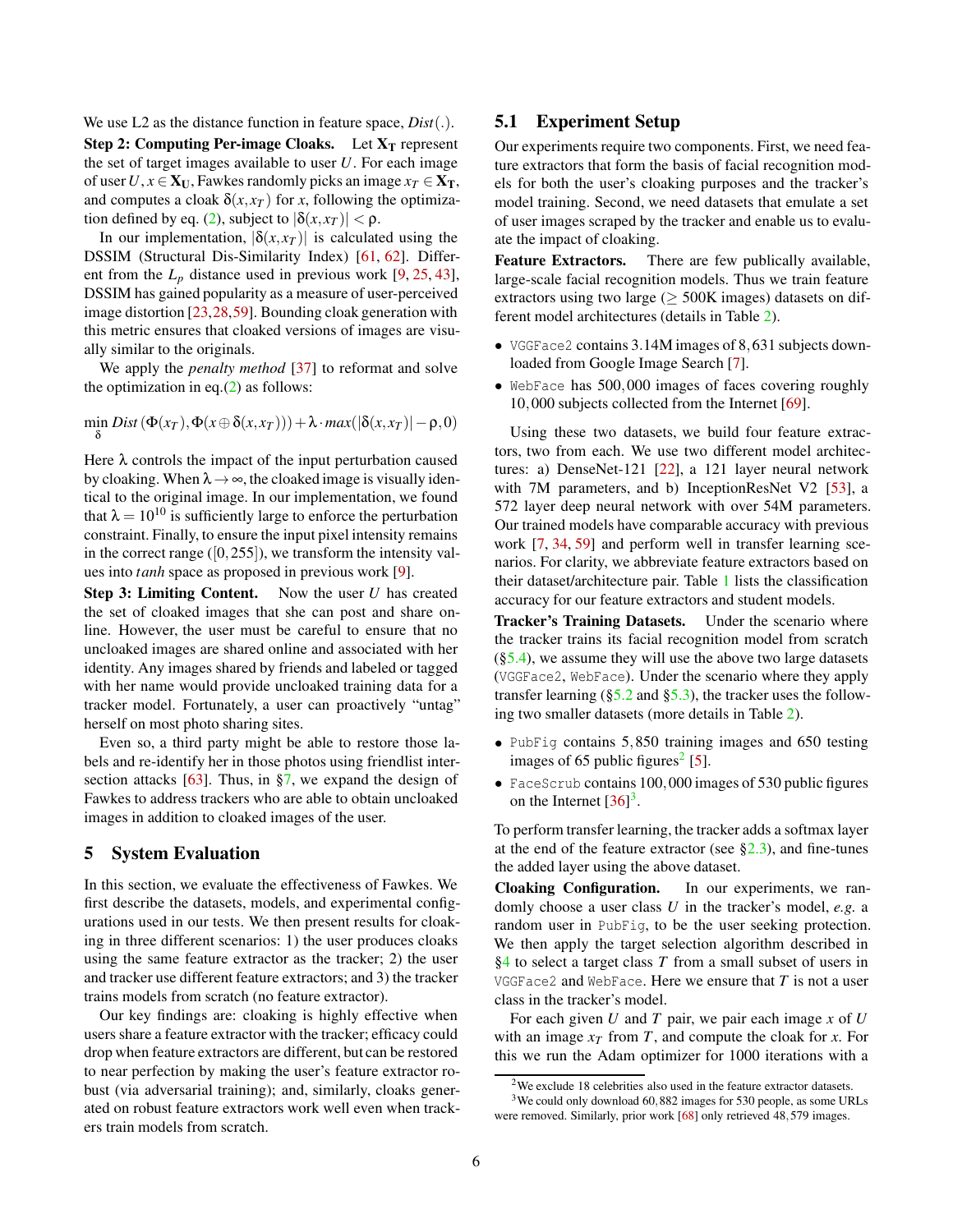We use L2 as the distance function in feature space, *Dist*(.).

**Step 2: Computing Per-image Cloaks.** Let $\mathbf{X_T}$ represent the set of target images available to user $U$. For each image of user $U$, $x \in \mathbf{X_U}$, Fawkes randomly picks an image $x_T \in \mathbf{X_T}$, and computes a cloak $\delta(x, x_T)$ for $x$, following the optimization defined by eq. (2), subject to $|\delta(x, x_T)| < \rho$.

In our implementation, $|\delta(x, x_T)|$ is calculated using the DSSIM (Structural Dis-Similarity Index) [61, 62]. Different from the $L_p$ distance used in previous work [9, 25, 43], DSSIM has gained popularity as a measure of user-perceived image distortion [23,28,59]. Bounding cloak generation with this metric ensures that cloaked versions of images are visually similar to the originals.

We apply the *penalty method* [37] to reformat and solve the optimization in eq.(2) as follows:

$$\min_{\delta} Dist\left(\Phi(x_T), \Phi(x \oplus \delta(x, x_T))\right) + \lambda \cdot max(|\delta(x, x_T)| - \rho, 0)$$

Here $\lambda$ controls the impact of the input perturbation caused by cloaking. When $\lambda \to \infty$, the cloaked image is visually identical to the original image. In our implementation, we found that $\lambda = 10^{10}$ is sufficiently large to enforce the perturbation constraint. Finally, to ensure the input pixel intensity remains in the correct range ($[0, 255]$), we transform the intensity values into *tanh* space as proposed in previous work [9].

**Step 3: Limiting Content.** Now the user $U$ has created the set of cloaked images that she can post and share online. However, the user must be careful to ensure that no uncloaked images are shared online and associated with her identity. Any images shared by friends and labeled or tagged with her name would provide uncloaked training data for a tracker model. Fortunately, a user can proactively "untag" herself on most photo sharing sites.

Even so, a third party might be able to restore those labels and re-identify her in those photos using friendlist intersection attacks [63]. Thus, in §7, we expand the design of Fawkes to address trackers who are able to obtain uncloaked images in addition to cloaked images of the user.

# 5 System Evaluation

In this section, we evaluate the effectiveness of Fawkes. We first describe the datasets, models, and experimental configurations used in our tests. We then present results for cloaking in three different scenarios: 1) the user produces cloaks using the same feature extractor as the tracker; 2) the user and tracker use different feature extractors; and 3) the tracker trains models from scratch (no feature extractor).

Our key findings are: cloaking is highly effective when users share a feature extractor with the tracker; efficacy could drop when feature extractors are different, but can be restored to near perfection by making the user's feature extractor robust (via adversarial training); and, similarly, cloaks generated on robust feature extractors work well even when trackers train models from scratch.

## 5.1 Experiment Setup

Our experiments require two components. First, we need feature extractors that form the basis of facial recognition models for both the user's cloaking purposes and the tracker's model training. Second, we need datasets that emulate a set of user images scraped by the tracker and enable us to evaluate the impact of cloaking.

**Feature Extractors.** There are few publically available, large-scale facial recognition models. Thus we train feature extractors using two large ($\geq$ 500K images) datasets on different model architectures (details in Table 2).

- `VGGFace2` contains 3.14M images of 8,631 subjects downloaded from Google Image Search [7].
- `WebFace` has 500,000 images of faces covering roughly 10,000 subjects collected from the Internet [69].

Using these two datasets, we build four feature extractors, two from each. We use two different model architectures: a) DenseNet-121 [22], a 121 layer neural network with 7M parameters, and b) InceptionResNet V2 [53], a 572 layer deep neural network with over 54M parameters. Our trained models have comparable accuracy with previous work [7, 34, 59] and perform well in transfer learning scenarios. For clarity, we abbreviate feature extractors based on their dataset/architecture pair. Table 1 lists the classification accuracy for our feature extractors and student models.

**Tracker's Training Datasets.** Under the scenario where the tracker trains its facial recognition model from scratch (§5.4), we assume they will use the above two large datasets (`VGGFace2`, `WebFace`). Under the scenario where they apply transfer learning (§5.2 and §5.3), the tracker uses the following two smaller datasets (more details in Table 2).

- `PubFig` contains 5,850 training images and 650 testing images of 65 public figures[2] [5].
- `FaceScrub` contains 100,000 images of 530 public figures on the Internet [36][3].

To perform transfer learning, the tracker adds a softmax layer at the end of the feature extractor (see §2.3), and fine-tunes the added layer using the above dataset.

**Cloaking Configuration.** In our experiments, we randomly choose a user class $U$ in the tracker's model, *e.g.* a random user in `PubFig`, to be the user seeking protection. We then apply the target selection algorithm described in §4 to select a target class $T$ from a small subset of users in `VGGFace2` and `WebFace`. Here we ensure that $T$ is not a user class in the tracker's model.

For each given $U$ and $T$ pair, we pair each image $x$ of $U$ with an image $x_T$ from $T$, and compute the cloak for $x$. For this we run the Adam optimizer for 1000 iterations with a

---

[2] We exclude 18 celebrities also used in the feature extractor datasets.

[3] We could only download 60,882 images for 530 people, as some URLs were removed. Similarly, prior work [68] only retrieved 48,579 images.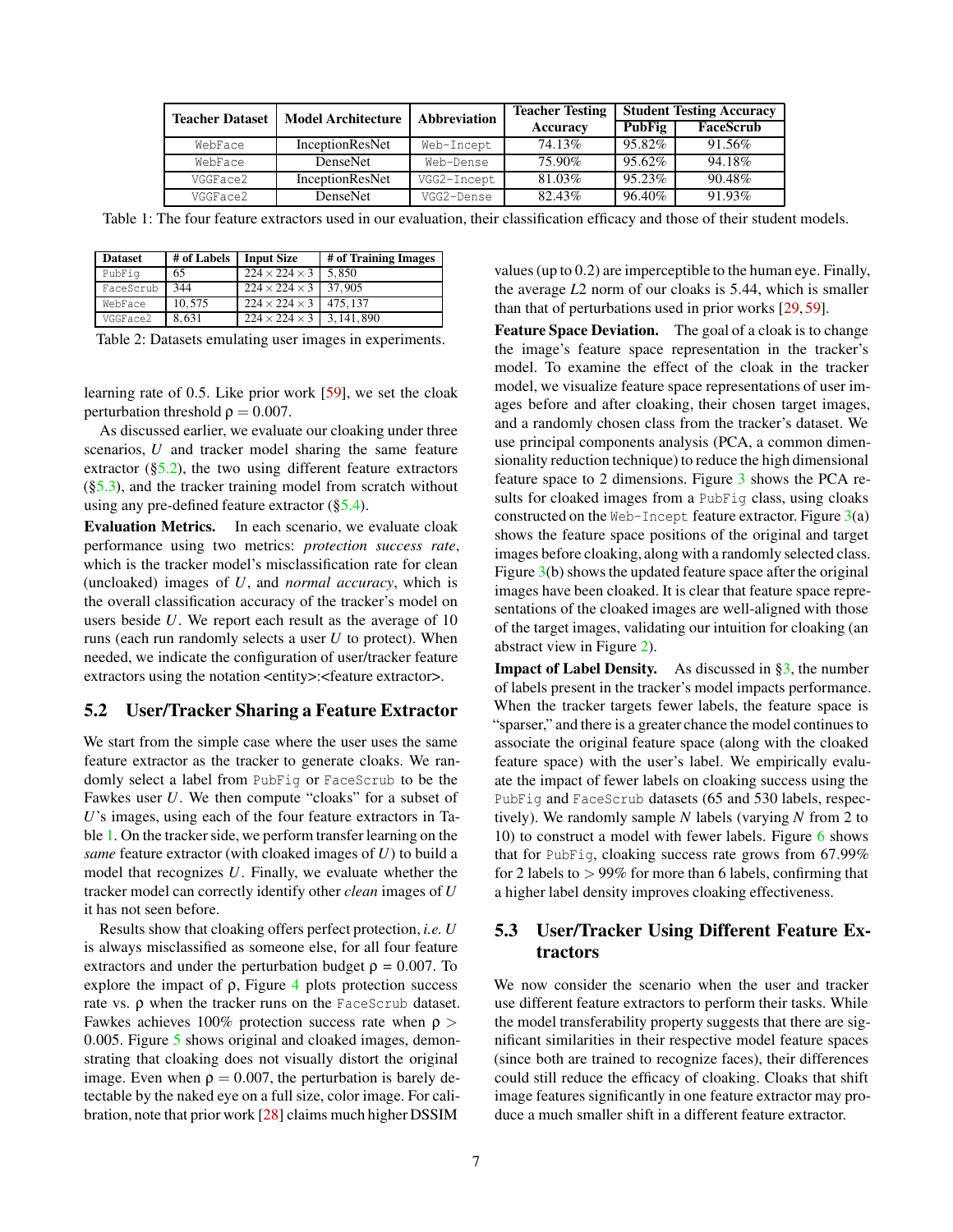| Teacher Dataset | Model Architecture | Abbreviation | Teacher Testing Accuracy | Student Testing Accuracy | |
|---|---|---|---|---|---|
| | | | | PubFig | FaceScrub |
| WebFace | InceptionResNet | Web-Incept | 74.13% | 95.82% | 91.56% |
| WebFace | DenseNet | Web-Dense | 75.90% | 95.62% | 94.18% |
| VGGFace2 | InceptionResNet | VGG2-Incept | 81.03% | 95.23% | 90.48% |
| VGGFace2 | DenseNet | VGG2-Dense | 82.43% | 96.40% | 91.93% |

Table 1: The four feature extractors used in our evaluation, their classification efficacy and those of their student models.

| Dataset | # of Labels | Input Size | # of Training Images |
|---|---|---|---|
| PubFig | 65 | $224 \times 224 \times 3$ | 5,850 |
| FaceScrub | 344 | $224 \times 224 \times 3$ | 37,905 |
| WebFace | 10,575 | $224 \times 224 \times 3$ | 475,137 |
| VGGFace2 | 8,631 | $224 \times 224 \times 3$ | 3,141,890 |

Table 2: Datasets emulating user images in experiments.

learning rate of 0.5. Like prior work [59], we set the cloak perturbation threshold $\rho = 0.007$.

As discussed earlier, we evaluate our cloaking under three scenarios, $U$ and tracker model sharing the same feature extractor (§5.2), the two using different feature extractors (§5.3), and the tracker training model from scratch without using any pre-defined feature extractor (§5.4).

**Evaluation Metrics.** In each scenario, we evaluate cloak performance using two metrics: *protection success rate*, which is the tracker model's misclassification rate for clean (uncloaked) images of $U$, and *normal accuracy*, which is the overall classification accuracy of the tracker's model on users beside $U$. We report each result as the average of 10 runs (each run randomly selects a user $U$ to protect). When needed, we indicate the configuration of user/tracker feature extractors using the notation <entity>:<feature extractor>.

## 5.2 User/Tracker Sharing a Feature Extractor

We start from the simple case where the user uses the same feature extractor as the tracker to generate cloaks. We randomly select a label from PubFig or FaceScrub to be the Fawkes user $U$. We then compute "cloaks" for a subset of $U$'s images, using each of the four feature extractors in Table 1. On the tracker side, we perform transfer learning on the *same* feature extractor (with cloaked images of $U$) to build a model that recognizes $U$. Finally, we evaluate whether the tracker model can correctly identify other *clean* images of $U$ it has not seen before.

Results show that cloaking offers perfect protection, *i.e.* $U$ is always misclassified as someone else, for all four feature extractors and under the perturbation budget $\rho = 0.007$. To explore the impact of $\rho$, Figure 4 plots protection success rate vs. $\rho$ when the tracker runs on the FaceScrub dataset. Fawkes achieves 100% protection success rate when $\rho > 0.005$. Figure 5 shows original and cloaked images, demonstrating that cloaking does not visually distort the original image. Even when $\rho = 0.007$, the perturbation is barely detectable by the naked eye on a full size, color image. For calibration, note that prior work [28] claims much higher DSSIM values (up to 0.2) are imperceptible to the human eye. Finally, the average $L2$ norm of our cloaks is 5.44, which is smaller than that of perturbations used in prior works [29, 59].

**Feature Space Deviation.** The goal of a cloak is to change the image's feature space representation in the tracker's model. To examine the effect of the cloak in the tracker model, we visualize feature space representations of user images before and after cloaking, their chosen target images, and a randomly chosen class from the tracker's dataset. We use principal components analysis (PCA, a common dimensionality reduction technique) to reduce the high dimensional feature space to 2 dimensions. Figure 3 shows the PCA results for cloaked images from a PubFig class, using cloaks constructed on the Web-Incept feature extractor. Figure 3(a) shows the feature space positions of the original and target images before cloaking, along with a randomly selected class. Figure 3(b) shows the updated feature space after the original images have been cloaked. It is clear that feature space representations of the cloaked images are well-aligned with those of the target images, validating our intuition for cloaking (an abstract view in Figure 2).

**Impact of Label Density.** As discussed in §3, the number of labels present in the tracker's model impacts performance. When the tracker targets fewer labels, the feature space is "sparser," and there is a greater chance the model continues to associate the original feature space (along with the cloaked feature space) with the user's label. We empirically evaluate the impact of fewer labels on cloaking success using the PubFig and FaceScrub datasets (65 and 530 labels, respectively). We randomly sample $N$ labels (varying $N$ from 2 to 10) to construct a model with fewer labels. Figure 6 shows that for PubFig, cloaking success rate grows from 67.99% for 2 labels to $>$ 99% for more than 6 labels, confirming that a higher label density improves cloaking effectiveness.

## 5.3 User/Tracker Using Different Feature Extractors

We now consider the scenario when the user and tracker use different feature extractors to perform their tasks. While the model transferability property suggests that there are significant similarities in their respective model feature spaces (since both are trained to recognize faces), their differences could still reduce the efficacy of cloaking. Cloaks that shift image features significantly in one feature extractor may produce a much smaller shift in a different feature extractor.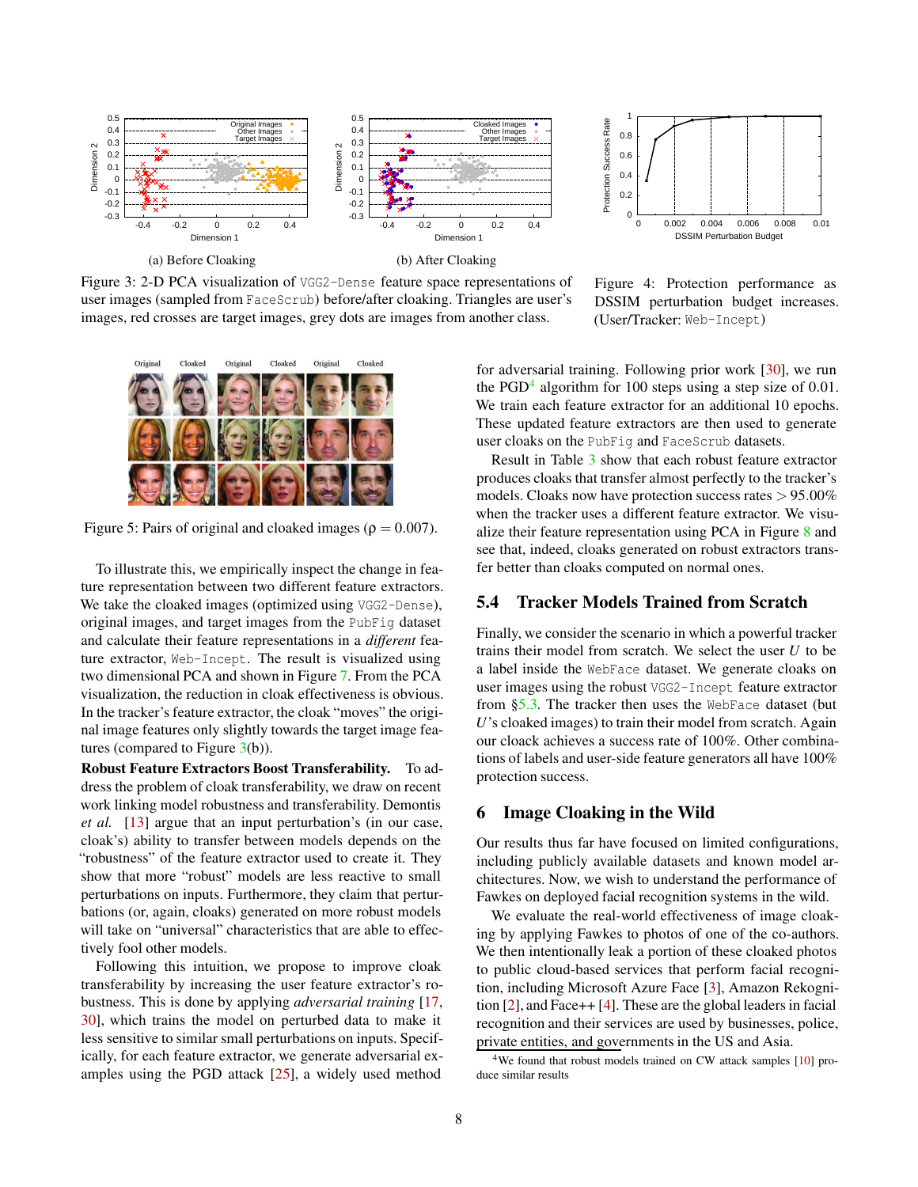(a) Before Cloaking

(b) After Cloaking

Figure 3: 2-D PCA visualization of VGG2-Dense feature space representations of user images (sampled from FaceScrub) before/after cloaking. Triangles are user's images, red crosses are target images, grey dots are images from another class.

Figure 4: Protection performance as DSSIM perturbation budget increases. (User/Tracker: Web-Incept)

Figure 5: Pairs of original and cloaked images ($\rho = 0.007$).

To illustrate this, we empirically inspect the change in feature representation between two different feature extractors. We take the cloaked images (optimized using VGG2-Dense), original images, and target images from the PubFig dataset and calculate their feature representations in a *different* feature extractor, Web-Incept. The result is visualized using two dimensional PCA and shown in Figure 7. From the PCA visualization, the reduction in cloak effectiveness is obvious. In the tracker's feature extractor, the cloak "moves" the original image features only slightly towards the target image features (compared to Figure 3(b)).

**Robust Feature Extractors Boost Transferability.** To address the problem of cloak transferability, we draw on recent work linking model robustness and transferability. Demontis *et al.* [13] argue that an input perturbation's (in our case, cloak's) ability to transfer between models depends on the "robustness" of the feature extractor used to create it. They show that more "robust" models are less reactive to small perturbations on inputs. Furthermore, they claim that perturbations (or, again, cloaks) generated on more robust models will take on "universal" characteristics that are able to effectively fool other models.

Following this intuition, we propose to improve cloak transferability by increasing the user feature extractor's robustness. This is done by applying *adversarial training* [17, 30], which trains the model on perturbed data to make it less sensitive to similar small perturbations on inputs. Specifically, for each feature extractor, we generate adversarial examples using the PGD attack [25], a widely used method for adversarial training. Following prior work [30], we run the PGD[4] algorithm for 100 steps using a step size of 0.01. We train each feature extractor for an additional 10 epochs. These updated feature extractors are then used to generate user cloaks on the PubFig and FaceScrub datasets.

Result in Table 3 show that each robust feature extractor produces cloaks that transfer almost perfectly to the tracker's models. Cloaks now have protection success rates $> 95.00\%$ when the tracker uses a different feature extractor. We visualize their feature representation using PCA in Figure 8 and see that, indeed, cloaks generated on robust extractors transfer better than cloaks computed on normal ones.

## 5.4 Tracker Models Trained from Scratch

Finally, we consider the scenario in which a powerful tracker trains their model from scratch. We select the user $U$ to be a label inside the WebFace dataset. We generate cloaks on user images using the robust VGG2-Incept feature extractor from §5.3. The tracker then uses the WebFace dataset (but $U$'s cloaked images) to train their model from scratch. Again our cloack achieves a success rate of 100%. Other combinations of labels and user-side feature generators all have 100% protection success.

# 6 Image Cloaking in the Wild

Our results thus far have focused on limited configurations, including publicly available datasets and known model architectures. Now, we wish to understand the performance of Fawkes on deployed facial recognition systems in the wild.

We evaluate the real-world effectiveness of image cloaking by applying Fawkes to photos of one of the co-authors. We then intentionally leak a portion of these cloaked photos to public cloud-based services that perform facial recognition, including Microsoft Azure Face [3], Amazon Rekognition [2], and Face++ [4]. These are the global leaders in facial recognition and their services are used by businesses, police, private entities, and governments in the US and Asia.

[4]We found that robust models trained on CW attack samples [10] produce similar results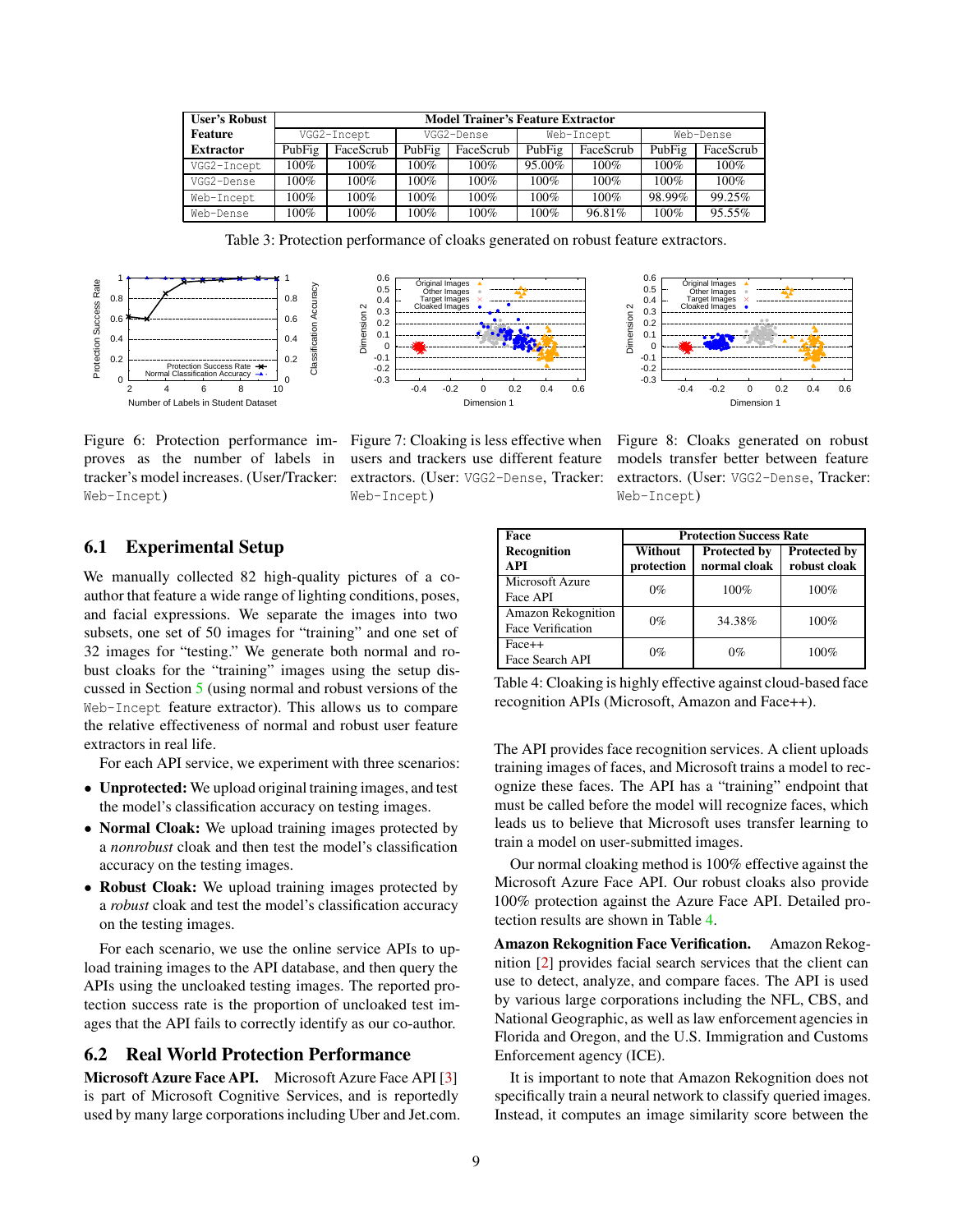| User's Robust Feature Extractor | Model Trainer's Feature Extractor | | | | | | | |
|---|---|---|---|---|---|---|---|---|
| | VGG2-Incept | | VGG2-Dense | | Web-Incept | | Web-Dense | |
| | PubFig | FaceScrub | PubFig | FaceScrub | PubFig | FaceScrub | PubFig | FaceScrub |
| VGG2-Incept | 100% | 100% | 100% | 100% | 95.00% | 100% | 100% | 100% |
| VGG2-Dense | 100% | 100% | 100% | 100% | 100% | 100% | 100% | 100% |
| Web-Incept | 100% | 100% | 100% | 100% | 100% | 100% | 98.99% | 99.25% |
| Web-Dense | 100% | 100% | 100% | 100% | 100% | 96.81% | 100% | 95.55% |

Table 3: Protection performance of cloaks generated on robust feature extractors.

Figure 6: Protection performance improves as the number of labels in tracker's model increases. (User/Tracker: Web-Incept)

Figure 7: Cloaking is less effective when users and trackers use different feature extractors. (User: VGG2-Dense, Tracker: Web-Incept)

Figure 8: Cloaks generated on robust models transfer better between feature extractors. (User: VGG2-Dense, Tracker: Web-Incept)

## 6.1 Experimental Setup

We manually collected 82 high-quality pictures of a co-author that feature a wide range of lighting conditions, poses, and facial expressions. We separate the images into two subsets, one set of 50 images for "training" and one set of 32 images for "testing." We generate both normal and robust cloaks for the "training" images using the setup discussed in Section 5 (using normal and robust versions of the Web-Incept feature extractor). This allows us to compare the relative effectiveness of normal and robust user feature extractors in real life.

For each API service, we experiment with three scenarios:

- **Unprotected:** We upload original training images, and test the model's classification accuracy on testing images.
- **Normal Cloak:** We upload training images protected by a *nonrobust* cloak and then test the model's classification accuracy on the testing images.
- **Robust Cloak:** We upload training images protected by a *robust* cloak and test the model's classification accuracy on the testing images.

For each scenario, we use the online service APIs to upload training images to the API database, and then query the APIs using the uncloaked testing images. The reported protection success rate is the proportion of uncloaked test images that the API fails to correctly identify as our co-author.

## 6.2 Real World Protection Performance

**Microsoft Azure Face API.** Microsoft Azure Face API [3] is part of Microsoft Cognitive Services, and is reportedly used by many large corporations including Uber and Jet.com. The API provides face recognition services. A client uploads training images of faces, and Microsoft trains a model to recognize these faces. The API has a "training" endpoint that must be called before the model will recognize faces, which leads us to believe that Microsoft uses transfer learning to train a model on user-submitted images.

| Face Recognition API | Protection Success Rate | | |
|---|---|---|---|
| | Without protection | Protected by normal cloak | Protected by robust cloak |
| Microsoft Azure Face API | 0% | 100% | 100% |
| Amazon Rekognition Face Verification | 0% | 34.38% | 100% |
| Face++ Face Search API | 0% | 0% | 100% |

Table 4: Cloaking is highly effective against cloud-based face recognition APIs (Microsoft, Amazon and Face++).

Our normal cloaking method is 100% effective against the Microsoft Azure Face API. Our robust cloaks also provide 100% protection against the Azure Face API. Detailed protection results are shown in Table 4.

**Amazon Rekognition Face Verification.** Amazon Rekognition [2] provides facial search services that the client can use to detect, analyze, and compare faces. The API is used by various large corporations including the NFL, CBS, and National Geographic, as well as law enforcement agencies in Florida and Oregon, and the U.S. Immigration and Customs Enforcement agency (ICE).

It is important to note that Amazon Rekognition does not specifically train a neural network to classify queried images. Instead, it computes an image similarity score between the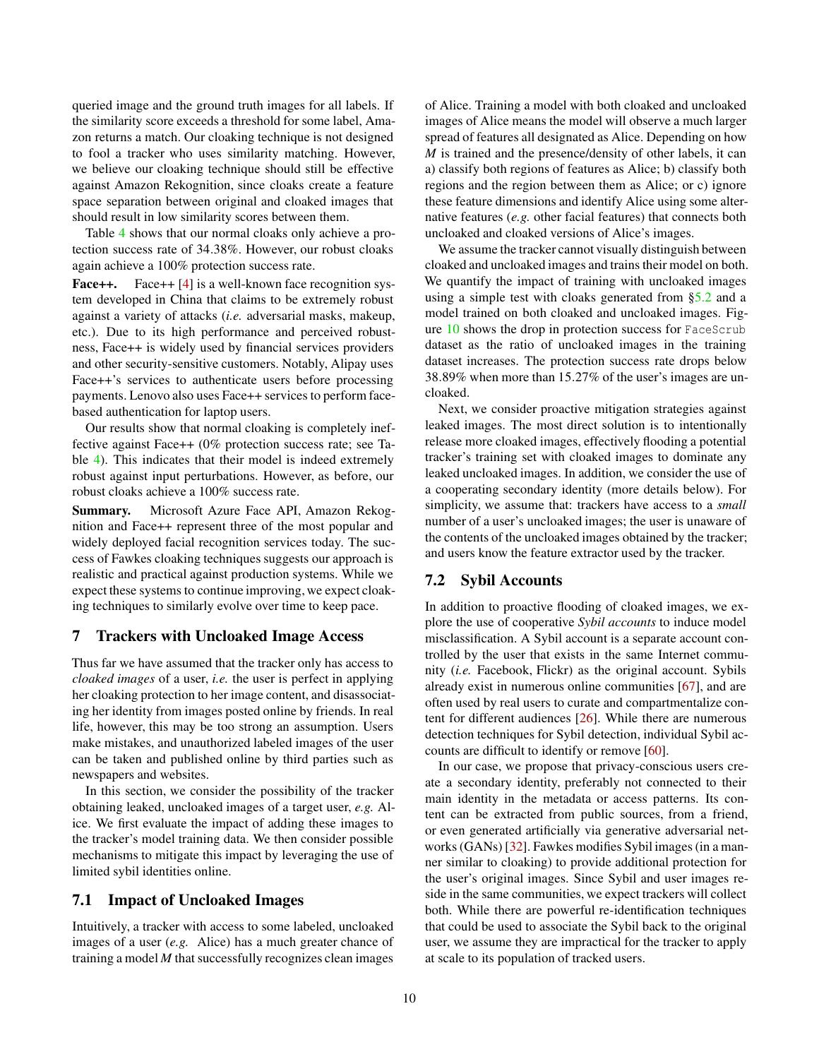queried image and the ground truth images for all labels. If the similarity score exceeds a threshold for some label, Amazon returns a match. Our cloaking technique is not designed to fool a tracker who uses similarity matching. However, we believe our cloaking technique should still be effective against Amazon Rekognition, since cloaks create a feature space separation between original and cloaked images that should result in low similarity scores between them.

Table 4 shows that our normal cloaks only achieve a protection success rate of 34.38%. However, our robust cloaks again achieve a 100% protection success rate.

**Face++.** Face++ [4] is a well-known face recognition system developed in China that claims to be extremely robust against a variety of attacks (*i.e.* adversarial masks, makeup, etc.). Due to its high performance and perceived robustness, Face++ is widely used by financial services providers and other security-sensitive customers. Notably, Alipay uses Face++'s services to authenticate users before processing payments. Lenovo also uses Face++ services to perform face-based authentication for laptop users.

Our results show that normal cloaking is completely ineffective against Face++ (0% protection success rate; see Table 4). This indicates that their model is indeed extremely robust against input perturbations. However, as before, our robust cloaks achieve a 100% success rate.

**Summary.** Microsoft Azure Face API, Amazon Rekognition and Face++ represent three of the most popular and widely deployed facial recognition services today. The success of Fawkes cloaking techniques suggests our approach is realistic and practical against production systems. While we expect these systems to continue improving, we expect cloaking techniques to similarly evolve over time to keep pace.

## 7 Trackers with Uncloaked Image Access

Thus far we have assumed that the tracker only has access to *cloaked images* of a user, *i.e.* the user is perfect in applying her cloaking protection to her image content, and disassociating her identity from images posted online by friends. In real life, however, this may be too strong an assumption. Users make mistakes, and unauthorized labeled images of the user can be taken and published online by third parties such as newspapers and websites.

In this section, we consider the possibility of the tracker obtaining leaked, uncloaked images of a target user, *e.g.* Alice. We first evaluate the impact of adding these images to the tracker's model training data. We then consider possible mechanisms to mitigate this impact by leveraging the use of limited sybil identities online.

### 7.1 Impact of Uncloaked Images

Intuitively, a tracker with access to some labeled, uncloaked images of a user (*e.g.* Alice) has a much greater chance of training a model $M$ that successfully recognizes clean images of Alice. Training a model with both cloaked and uncloaked images of Alice means the model will observe a much larger spread of features all designated as Alice. Depending on how $M$ is trained and the presence/density of other labels, it can a) classify both regions of features as Alice; b) classify both regions and the region between them as Alice; or c) ignore these feature dimensions and identify Alice using some alternative features (*e.g.* other facial features) that connects both uncloaked and cloaked versions of Alice's images.

We assume the tracker cannot visually distinguish between cloaked and uncloaked images and trains their model on both. We quantify the impact of training with uncloaked images using a simple test with cloaks generated from §5.2 and a model trained on both cloaked and uncloaked images. Figure 10 shows the drop in protection success for `FaceScrub` dataset as the ratio of uncloaked images in the training dataset increases. The protection success rate drops below 38.89% when more than 15.27% of the user's images are uncloaked.

Next, we consider proactive mitigation strategies against leaked images. The most direct solution is to intentionally release more cloaked images, effectively flooding a potential tracker's training set with cloaked images to dominate any leaked uncloaked images. In addition, we consider the use of a cooperating secondary identity (more details below). For simplicity, we assume that: trackers have access to a *small* number of a user's uncloaked images; the user is unaware of the contents of the uncloaked images obtained by the tracker; and users know the feature extractor used by the tracker.

### 7.2 Sybil Accounts

In addition to proactive flooding of cloaked images, we explore the use of cooperative *Sybil accounts* to induce model misclassification. A Sybil account is a separate account controlled by the user that exists in the same Internet community (*i.e.* Facebook, Flickr) as the original account. Sybils already exist in numerous online communities [67], and are often used by real users to curate and compartmentalize content for different audiences [26]. While there are numerous detection techniques for Sybil detection, individual Sybil accounts are difficult to identify or remove [60].

In our case, we propose that privacy-conscious users create a secondary identity, preferably not connected to their main identity in the metadata or access patterns. Its content can be extracted from public sources, from a friend, or even generated artificially via generative adversarial networks (GANs) [32]. Fawkes modifies Sybil images (in a manner similar to cloaking) to provide additional protection for the user's original images. Since Sybil and user images reside in the same communities, we expect trackers will collect both. While there are powerful re-identification techniques that could be used to associate the Sybil back to the original user, we assume they are impractical for the tracker to apply at scale to its population of tracked users.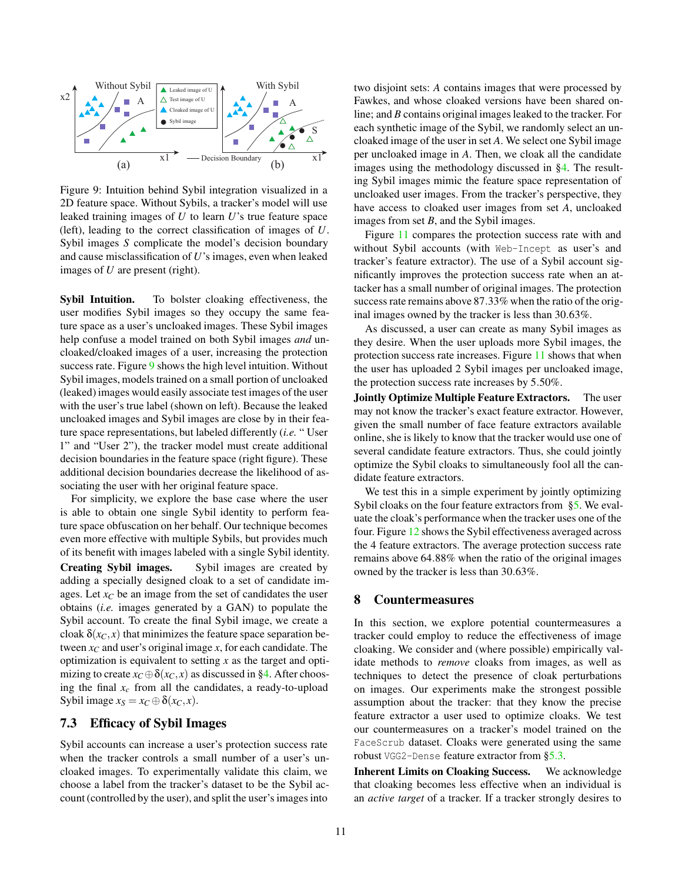Figure 9: Intuition behind Sybil integration visualized in a 2D feature space. Without Sybils, a tracker's model will use leaked training images of $U$ to learn $U$'s true feature space (left), leading to the correct classification of images of $U$. Sybil images $S$ complicate the model's decision boundary and cause misclassification of $U$'s images, even when leaked images of $U$ are present (right).

**Sybil Intuition.** To bolster cloaking effectiveness, the user modifies Sybil images so they occupy the same feature space as a user's uncloaked images. These Sybil images help confuse a model trained on both Sybil images *and* uncloaked/cloaked images of a user, increasing the protection success rate. Figure 9 shows the high level intuition. Without Sybil images, models trained on a small portion of uncloaked (leaked) images would easily associate test images of the user with the user's true label (shown on left). Because the leaked uncloaked images and Sybil images are close by in their feature space representations, but labeled differently (*i.e.* "User 1" and "User 2"), the tracker model must create additional decision boundaries in the feature space (right figure). These additional decision boundaries decrease the likelihood of associating the user with her original feature space.

For simplicity, we explore the base case where the user is able to obtain one single Sybil identity to perform feature space obfuscation on her behalf. Our technique becomes even more effective with multiple Sybils, but provides much of its benefit with images labeled with a single Sybil identity.

**Creating Sybil images.** Sybil images are created by adding a specially designed cloak to a set of candidate images. Let $x_C$ be an image from the set of candidates the user obtains (*i.e.* images generated by a GAN) to populate the Sybil account. To create the final Sybil image, we create a cloak $\delta(x_C, x)$ that minimizes the feature space separation between $x_C$ and user's original image $x$, for each candidate. The optimization is equivalent to setting $x$ as the target and optimizing to create $x_C \oplus \delta(x_C, x)$ as discussed in §4. After choosing the final $x_c$ from all the candidates, a ready-to-upload Sybil image $x_S = x_C \oplus \delta(x_C, x)$.

### 7.3 Efficacy of Sybil Images

Sybil accounts can increase a user's protection success rate when the tracker controls a small number of a user's uncloaked images. To experimentally validate this claim, we choose a label from the tracker's dataset to be the Sybil account (controlled by the user), and split the user's images into two disjoint sets: $A$ contains images that were processed by Fawkes, and whose cloaked versions have been shared online; and $B$ contains original images leaked to the tracker. For each synthetic image of the Sybil, we randomly select an uncloaked image of the user in set $A$. We select one Sybil image per uncloaked image in $A$. Then, we cloak all the candidate images using the methodology discussed in §4. The resulting Sybil images mimic the feature space representation of uncloaked user images. From the tracker's perspective, they have access to cloaked user images from set $A$, uncloaked images from set $B$, and the Sybil images.

Figure 11 compares the protection success rate with and without Sybil accounts (with `Web-Incept` as user's and tracker's feature extractor). The use of a Sybil account significantly improves the protection success rate when an attacker has a small number of original images. The protection success rate remains above 87.33% when the ratio of the original images owned by the tracker is less than 30.63%.

As discussed, a user can create as many Sybil images as they desire. When the user uploads more Sybil images, the protection success rate increases. Figure 11 shows that when the user has uploaded 2 Sybil images per uncloaked image, the protection success rate increases by 5.50%.

**Jointly Optimize Multiple Feature Extractors.** The user may not know the tracker's exact feature extractor. However, given the small number of face feature extractors available online, she is likely to know that the tracker would use one of several candidate feature extractors. Thus, she could jointly optimize the Sybil cloaks to simultaneously fool all the candidate feature extractors.

We test this in a simple experiment by jointly optimizing Sybil cloaks on the four feature extractors from §5. We evaluate the cloak's performance when the tracker uses one of the four. Figure 12 shows the Sybil effectiveness averaged across the 4 feature extractors. The average protection success rate remains above 64.88% when the ratio of the original images owned by the tracker is less than 30.63%.

## 8 Countermeasures

In this section, we explore potential countermeasures a tracker could employ to reduce the effectiveness of image cloaking. We consider and (where possible) empirically validate methods to *remove* cloaks from images, as well as techniques to detect the presence of cloak perturbations on images. Our experiments make the strongest possible assumption about the tracker: that they know the precise feature extractor a user used to optimize cloaks. We test our countermeasures on a tracker's model trained on the `FaceScrub` dataset. Cloaks were generated using the same robust `VGG2-Dense` feature extractor from §5.3.

**Inherent Limits on Cloaking Success.** We acknowledge that cloaking becomes less effective when an individual is an *active target* of a tracker. If a tracker strongly desires to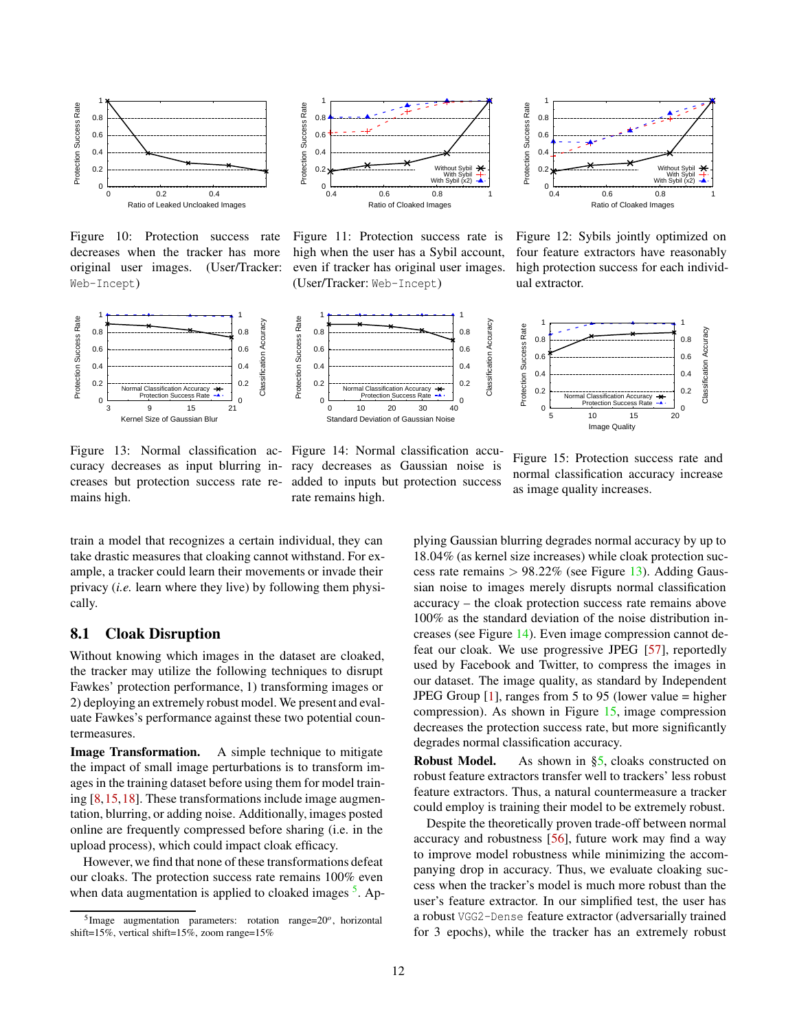Figure 10: Protection success rate decreases when the tracker has more original user images. (User/Tracker: Web-Incept)

Figure 11: Protection success rate is high when the user has a Sybil account, even if tracker has original user images. (User/Tracker: Web-Incept)

Figure 12: Sybils jointly optimized on four feature extractors have reasonably high protection success for each individual extractor.

Figure 13: Normal classification accuracy decreases as input blurring increases but protection success rate remains high.

Figure 14: Normal classification accuracy decreases as Gaussian noise is added to inputs but protection success rate remains high.

Figure 15: Protection success rate and normal classification accuracy increase as image quality increases.

train a model that recognizes a certain individual, they can take drastic measures that cloaking cannot withstand. For example, a tracker could learn their movements or invade their privacy (*i.e.* learn where they live) by following them physically.

## 8.1 Cloak Disruption

Without knowing which images in the dataset are cloaked, the tracker may utilize the following techniques to disrupt Fawkes' protection performance, 1) transforming images or 2) deploying an extremely robust model. We present and evaluate Fawkes's performance against these two potential countermeasures.

**Image Transformation.** A simple technique to mitigate the impact of small image perturbations is to transform images in the training dataset before using them for model training [8, 15, 18]. These transformations include image augmentation, blurring, or adding noise. Additionally, images posted online are frequently compressed before sharing (i.e. in the upload process), which could impact cloak efficacy.

However, we find that none of these transformations defeat our cloaks. The protection success rate remains 100% even when data augmentation is applied to cloaked images [5]. Applying Gaussian blurring degrades normal accuracy by up to 18.04% (as kernel size increases) while cloak protection success rate remains $> 98.22\%$ (see Figure 13). Adding Gaussian noise to images merely disrupts normal classification accuracy – the cloak protection success rate remains above 100% as the standard deviation of the noise distribution increases (see Figure 14). Even image compression cannot defeat our cloak. We use progressive JPEG [57], reportedly used by Facebook and Twitter, to compress the images in our dataset. The image quality, as standard by Independent JPEG Group [1], ranges from 5 to 95 (lower value = higher compression). As shown in Figure 15, image compression decreases the protection success rate, but more significantly degrades normal classification accuracy.

**Robust Model.** As shown in §5, cloaks constructed on robust feature extractors transfer well to trackers' less robust feature extractors. Thus, a natural countermeasure a tracker could employ is training their model to be extremely robust.

Despite the theoretically proven trade-off between normal accuracy and robustness [56], future work may find a way to improve model robustness while minimizing the accompanying drop in accuracy. Thus, we evaluate cloaking success when the tracker's model is much more robust than the user's feature extractor. In our simplified test, the user has a robust VGG2-Dense feature extractor (adversarially trained for 3 epochs), while the tracker has an extremely robust

[5] Image augmentation parameters: rotation range=$20^o$, horizontal shift=15%, vertical shift=15%, zoom range=15%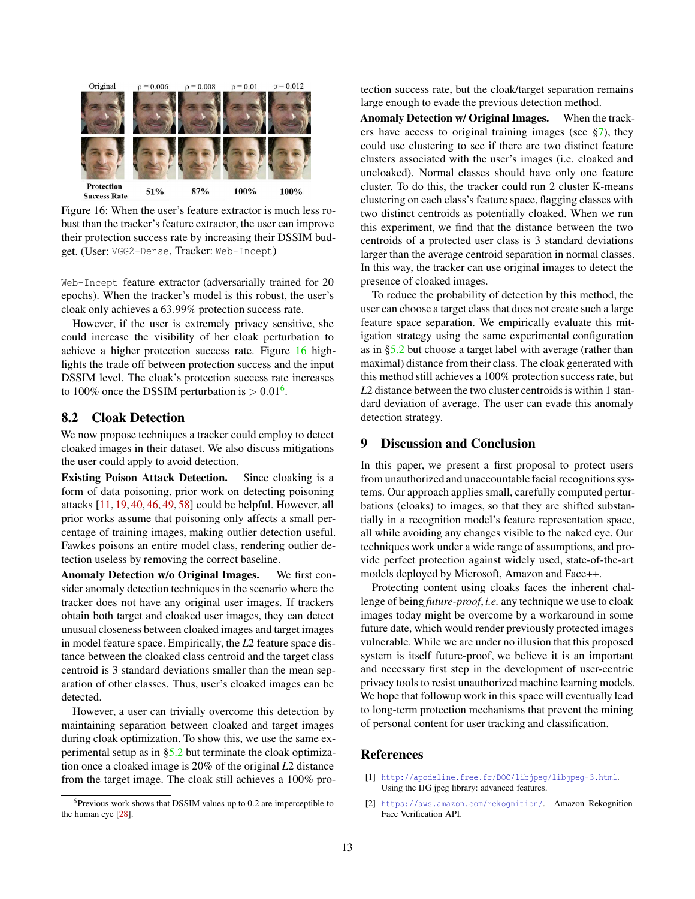| Original | ρ = 0.006 | ρ = 0.008 | ρ = 0.01 | ρ = 0.012 |
|---|---|---|---|---|
| Protection Success Rate | 51% | 87% | 100% | 100% |

Figure 16: When the user's feature extractor is much less robust than the tracker's feature extractor, the user can improve their protection success rate by increasing their DSSIM budget. (User: VGG2-Dense, Tracker: Web-Incept)

Web-Incept feature extractor (adversarially trained for 20 epochs). When the tracker's model is this robust, the user's cloak only achieves a 63.99% protection success rate.

However, if the user is extremely privacy sensitive, she could increase the visibility of her cloak perturbation to achieve a higher protection success rate. Figure 16 highlights the trade off between protection success and the input DSSIM level. The cloak's protection success rate increases to 100% once the DSSIM perturbation is $> 0.01$[6].

## 8.2 Cloak Detection

We now propose techniques a tracker could employ to detect cloaked images in their dataset. We also discuss mitigations the user could apply to avoid detection.

**Existing Poison Attack Detection.** Since cloaking is a form of data poisoning, prior work on detecting poisoning attacks [11, 19, 40, 46, 49, 58] could be helpful. However, all prior works assume that poisoning only affects a small percentage of training images, making outlier detection useful. Fawkes poisons an entire model class, rendering outlier detection useless by removing the correct baseline.

**Anomaly Detection w/o Original Images.** We first consider anomaly detection techniques in the scenario where the tracker does not have any original user images. If trackers obtain both target and cloaked user images, they can detect unusual closeness between cloaked images and target images in model feature space. Empirically, the *L2* feature space distance between the cloaked class centroid and the target class centroid is 3 standard deviations smaller than the mean separation of other classes. Thus, user's cloaked images can be detected.

However, a user can trivially overcome this detection by maintaining separation between cloaked and target images during cloak optimization. To show this, we use the same experimental setup as in §5.2 but terminate the cloak optimization once a cloaked image is 20% of the original *L2* distance from the target image. The cloak still achieves a 100% protection success rate, but the cloak/target separation remains large enough to evade the previous detection method.

**Anomaly Detection w/ Original Images.** When the trackers have access to original training images (see §7), they could use clustering to see if there are two distinct feature clusters associated with the user's images (i.e. cloaked and uncloaked). Normal classes should have only one feature cluster. To do this, the tracker could run 2 cluster K-means clustering on each class's feature space, flagging classes with two distinct centroids as potentially cloaked. When we run this experiment, we find that the distance between the two centroids of a protected user class is 3 standard deviations larger than the average centroid separation in normal classes. In this way, the tracker can use original images to detect the presence of cloaked images.

To reduce the probability of detection by this method, the user can choose a target class that does not create such a large feature space separation. We empirically evaluate this mitigation strategy using the same experimental configuration as in §5.2 but choose a target label with average (rather than maximal) distance from their class. The cloak generated with this method still achieves a 100% protection success rate, but *L2* distance between the two cluster centroids is within 1 standard deviation of average. The user can evade this anomaly detection strategy.

# 9 Discussion and Conclusion

In this paper, we present a first proposal to protect users from unauthorized and unaccountable facial recognitions systems. Our approach applies small, carefully computed perturbations (cloaks) to images, so that they are shifted substantially in a recognition model's feature representation space, all while avoiding any changes visible to the naked eye. Our techniques work under a wide range of assumptions, and provide perfect protection against widely used, state-of-the-art models deployed by Microsoft, Amazon and Face++.

Protecting content using cloaks faces the inherent challenge of being *future-proof*, *i.e.* any technique we use to cloak images today might be overcome by a workaround in some future date, which would render previously protected images vulnerable. While we are under no illusion that this proposed system is itself future-proof, we believe it is an important and necessary first step in the development of user-centric privacy tools to resist unauthorized machine learning models. We hope that followup work in this space will eventually lead to long-term protection mechanisms that prevent the mining of personal content for user tracking and classification.

# References

[1] http://apodeline.free.fr/DOC/libjpeg/libjpeg-3.html. Using the IJG jpeg library: advanced features.

[2] https://aws.amazon.com/rekognition/. Amazon Rekognition Face Verification API.

[6] Previous work shows that DSSIM values up to 0.2 are imperceptible to the human eye [28].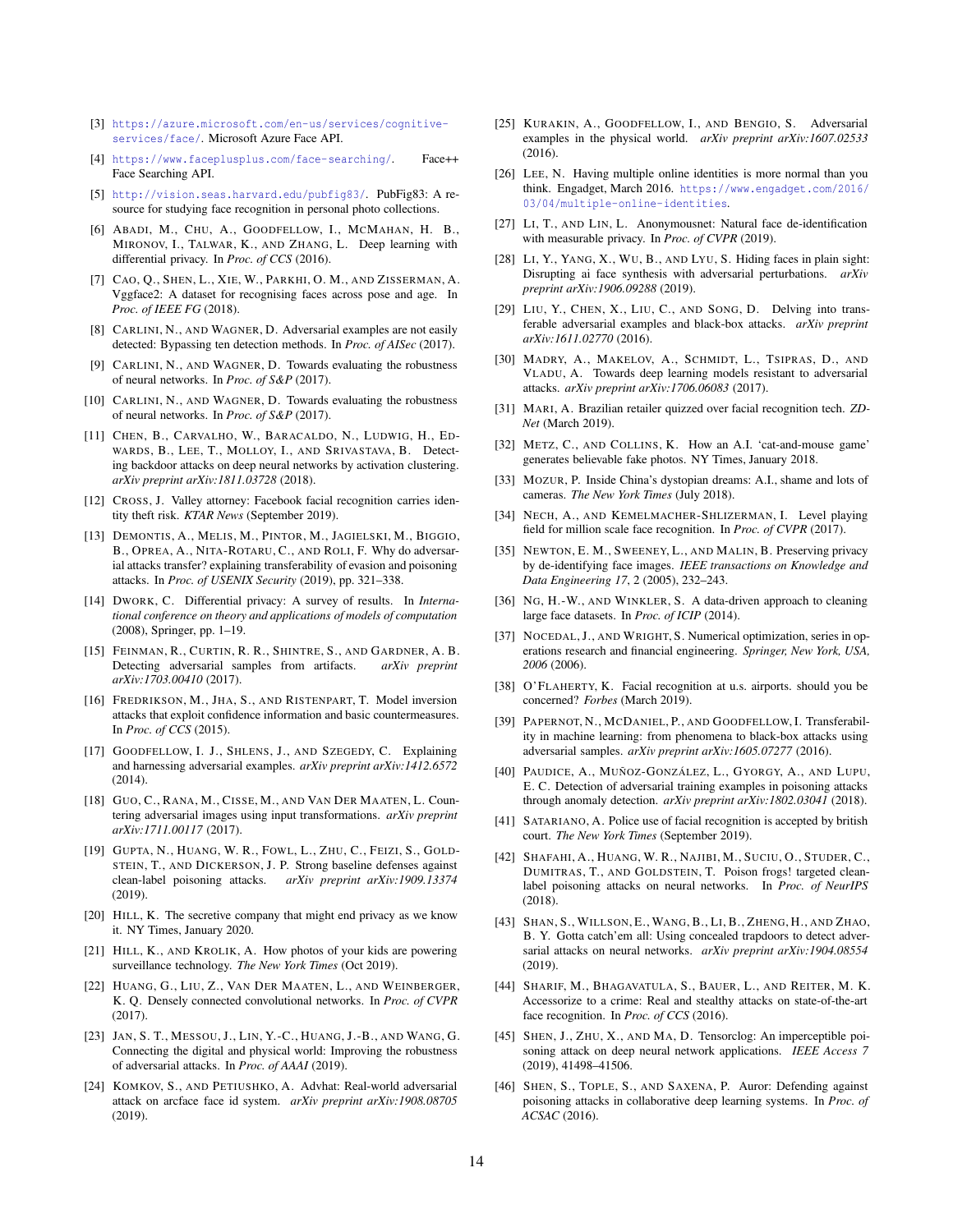[3] https://azure.microsoft.com/en-us/services/cognitive-services/face/. Microsoft Azure Face API.

[4] https://www.faceplusplus.com/face-searching/. Face++ Face Searching API.

[5] http://vision.seas.harvard.edu/pubfig83/. PubFig83: A resource for studying face recognition in personal photo collections.

[6] Abadi, M., Chu, A., Goodfellow, I., McMahan, H. B., Mironov, I., Talwar, K., and Zhang, L. Deep learning with differential privacy. In *Proc. of CCS* (2016).

[7] Cao, Q., Shen, L., Xie, W., Parkhi, O. M., and Zisserman, A. Vggface2: A dataset for recognising faces across pose and age. In *Proc. of IEEE FG* (2018).

[8] Carlini, N., and Wagner, D. Adversarial examples are not easily detected: Bypassing ten detection methods. In *Proc. of AISec* (2017).

[9] Carlini, N., and Wagner, D. Towards evaluating the robustness of neural networks. In *Proc. of S&P* (2017).

[10] Carlini, N., and Wagner, D. Towards evaluating the robustness of neural networks. In *Proc. of S&P* (2017).

[11] Chen, B., Carvalho, W., Baracaldo, N., Ludwig, H., Edwards, B., Lee, T., Molloy, I., and Srivastava, B. Detecting backdoor attacks on deep neural networks by activation clustering. *arXiv preprint arXiv:1811.03728* (2018).

[12] Cross, J. Valley attorney: Facebook facial recognition carries identity theft risk. *KTAR News* (September 2019).

[13] Demontis, A., Melis, M., Pintor, M., Jagielski, M., Biggio, B., Oprea, A., Nita-Rotaru, C., and Roli, F. Why do adversarial attacks transfer? explaining transferability of evasion and poisoning attacks. In *Proc. of USENIX Security* (2019), pp. 321–338.

[14] Dwork, C. Differential privacy: A survey of results. In *International conference on theory and applications of models of computation* (2008), Springer, pp. 1–19.

[15] Feinman, R., Curtin, R. R., Shintre, S., and Gardner, A. B. Detecting adversarial samples from artifacts. *arXiv preprint arXiv:1703.00410* (2017).

[16] Fredrikson, M., Jha, S., and Ristenpart, T. Model inversion attacks that exploit confidence information and basic countermeasures. In *Proc. of CCS* (2015).

[17] Goodfellow, I. J., Shlens, J., and Szegedy, C. Explaining and harnessing adversarial examples. *arXiv preprint arXiv:1412.6572* (2014).

[18] Guo, C., Rana, M., Cisse, M., and Van Der Maaten, L. Countering adversarial images using input transformations. *arXiv preprint arXiv:1711.00117* (2017).

[19] Gupta, N., Huang, W. R., Fowl, L., Zhu, C., Feizi, S., Goldstein, T., and Dickerson, J. P. Strong baseline defenses against clean-label poisoning attacks. *arXiv preprint arXiv:1909.13374* (2019).

[20] Hill, K. The secretive company that might end privacy as we know it. NY Times, January 2020.

[21] Hill, K., and Krolik, A. How photos of your kids are powering surveillance technology. *The New York Times* (Oct 2019).

[22] Huang, G., Liu, Z., Van Der Maaten, L., and Weinberger, K. Q. Densely connected convolutional networks. In *Proc. of CVPR* (2017).

[23] Jan, S. T., Messou, J., Lin, Y.-C., Huang, J.-B., and Wang, G. Connecting the digital and physical world: Improving the robustness of adversarial attacks. In *Proc. of AAAI* (2019).

[24] Komkov, S., and Petiushko, A. Advhat: Real-world adversarial attack on arcface face id system. *arXiv preprint arXiv:1908.08705* (2019).

[25] Kurakin, A., Goodfellow, I., and Bengio, S. Adversarial examples in the physical world. *arXiv preprint arXiv:1607.02533* (2016).

[26] Lee, N. Having multiple online identities is more normal than you think. Engadget, March 2016. https://www.engadget.com/2016/03/04/multiple-online-identities.

[27] Li, T., and Lin, L. Anonymousnet: Natural face de-identification with measurable privacy. In *Proc. of CVPR* (2019).

[28] Li, Y., Yang, X., Wu, B., and Lyu, S. Hiding faces in plain sight: Disrupting ai face synthesis with adversarial perturbations. *arXiv preprint arXiv:1906.09288* (2019).

[29] Liu, Y., Chen, X., Liu, C., and Song, D. Delving into transferable adversarial examples and black-box attacks. *arXiv preprint arXiv:1611.02770* (2016).

[30] Madry, A., Makelov, A., Schmidt, L., Tsipras, D., and Vladu, A. Towards deep learning models resistant to adversarial attacks. *arXiv preprint arXiv:1706.06083* (2017).

[31] Mari, A. Brazilian retailer quizzed over facial recognition tech. *ZDNet* (March 2019).

[32] Metz, C., and Collins, K. How an A.I. 'cat-and-mouse game' generates believable fake photos. NY Times, January 2018.

[33] Mozur, P. Inside China's dystopian dreams: A.I., shame and lots of cameras. *The New York Times* (July 2018).

[34] Nech, A., and Kemelmacher-Shlizerman, I. Level playing field for million scale face recognition. In *Proc. of CVPR* (2017).

[35] Newton, E. M., Sweeney, L., and Malin, B. Preserving privacy by de-identifying face images. *IEEE transactions on Knowledge and Data Engineering 17*, 2 (2005), 232–243.

[36] Ng, H.-W., and Winkler, S. A data-driven approach to cleaning large face datasets. In *Proc. of ICIP* (2014).

[37] Nocedal, J., and Wright, S. Numerical optimization, series in operations research and financial engineering. *Springer, New York, USA, 2006* (2006).

[38] O'Flaherty, K. Facial recognition at u.s. airports. should you be concerned? *Forbes* (March 2019).

[39] Papernot, N., McDaniel, P., and Goodfellow, I. Transferability in machine learning: from phenomena to black-box attacks using adversarial samples. *arXiv preprint arXiv:1605.07277* (2016).

[40] Paudice, A., Muñoz-González, L., Gyorgy, A., and Lupu, E. C. Detection of adversarial training examples in poisoning attacks through anomaly detection. *arXiv preprint arXiv:1802.03041* (2018).

[41] Satariano, A. Police use of facial recognition is accepted by british court. *The New York Times* (September 2019).

[42] Shafahi, A., Huang, W. R., Najibi, M., Suciu, O., Studer, C., Dumitras, T., and Goldstein, T. Poison frogs! targeted clean-label poisoning attacks on neural networks. In *Proc. of NeurIPS* (2018).

[43] Shan, S., Willson, E., Wang, B., Li, B., Zheng, H., and Zhao, B. Y. Gotta catch'em all: Using concealed trapdoors to detect adversarial attacks on neural networks. *arXiv preprint arXiv:1904.08554* (2019).

[44] Sharif, M., Bhagavatula, S., Bauer, L., and Reiter, M. K. Accessorize to a crime: Real and stealthy attacks on state-of-the-art face recognition. In *Proc. of CCS* (2016).

[45] Shen, J., Zhu, X., and Ma, D. Tensorclog: An imperceptible poisoning attack on deep neural network applications. *IEEE Access 7* (2019), 41498–41506.

[46] Shen, S., Tople, S., and Saxena, P. Auror: Defending against poisoning attacks in collaborative deep learning systems. In *Proc. of ACSAC* (2016).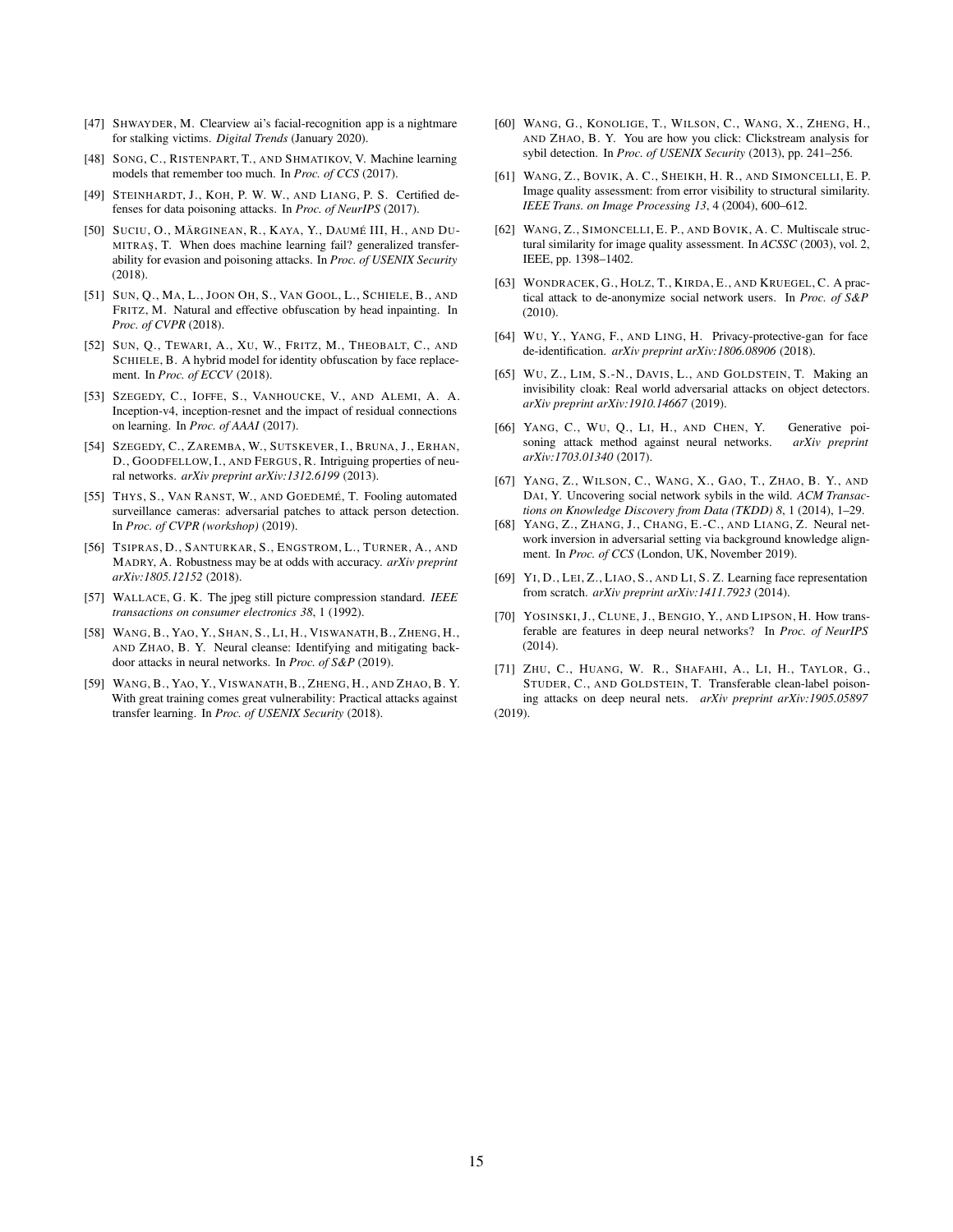[47] SHWAYDER, M. Clearview ai's facial-recognition app is a nightmare for stalking victims. *Digital Trends* (January 2020).

[48] SONG, C., RISTENPART, T., AND SHMATIKOV, V. Machine learning models that remember too much. In *Proc. of CCS* (2017).

[49] STEINHARDT, J., KOH, P. W. W., AND LIANG, P. S. Certified defenses for data poisoning attacks. In *Proc. of NeurIPS* (2017).

[50] SUCIU, O., MĂRGINEAN, R., KAYA, Y., DAUMÉ III, H., AND DUMITRAŞ, T. When does machine learning fail? generalized transferability for evasion and poisoning attacks. In *Proc. of USENIX Security* (2018).

[51] SUN, Q., MA, L., JOON OH, S., VAN GOOL, L., SCHIELE, B., AND FRITZ, M. Natural and effective obfuscation by head inpainting. In *Proc. of CVPR* (2018).

[52] SUN, Q., TEWARI, A., XU, W., FRITZ, M., THEOBALT, C., AND SCHIELE, B. A hybrid model for identity obfuscation by face replacement. In *Proc. of ECCV* (2018).

[53] SZEGEDY, C., IOFFE, S., VANHOUCKE, V., AND ALEMI, A. A. Inception-v4, inception-resnet and the impact of residual connections on learning. In *Proc. of AAAI* (2017).

[54] SZEGEDY, C., ZAREMBA, W., SUTSKEVER, I., BRUNA, J., ERHAN, D., GOODFELLOW, I., AND FERGUS, R. Intriguing properties of neural networks. *arXiv preprint arXiv:1312.6199* (2013).

[55] THYS, S., VAN RANST, W., AND GOEDEMÉ, T. Fooling automated surveillance cameras: adversarial patches to attack person detection. In *Proc. of CVPR (workshop)* (2019).

[56] TSIPRAS, D., SANTURKAR, S., ENGSTROM, L., TURNER, A., AND MADRY, A. Robustness may be at odds with accuracy. *arXiv preprint arXiv:1805.12152* (2018).

[57] WALLACE, G. K. The jpeg still picture compression standard. *IEEE transactions on consumer electronics 38*, 1 (1992).

[58] WANG, B., YAO, Y., SHAN, S., LI, H., VISWANATH, B., ZHENG, H., AND ZHAO, B. Y. Neural cleanse: Identifying and mitigating backdoor attacks in neural networks. In *Proc. of S&P* (2019).

[59] WANG, B., YAO, Y., VISWANATH, B., ZHENG, H., AND ZHAO, B. Y. With great training comes great vulnerability: Practical attacks against transfer learning. In *Proc. of USENIX Security* (2018).

[60] WANG, G., KONOLIGE, T., WILSON, C., WANG, X., ZHENG, H., AND ZHAO, B. Y. You are how you click: Clickstream analysis for sybil detection. In *Proc. of USENIX Security* (2013), pp. 241–256.

[61] WANG, Z., BOVIK, A. C., SHEIKH, H. R., AND SIMONCELLI, E. P. Image quality assessment: from error visibility to structural similarity. *IEEE Trans. on Image Processing 13*, 4 (2004), 600–612.

[62] WANG, Z., SIMONCELLI, E. P., AND BOVIK, A. C. Multiscale structural similarity for image quality assessment. In *ACSSC* (2003), vol. 2, IEEE, pp. 1398–1402.

[63] WONDRACEK, G., HOLZ, T., KIRDA, E., AND KRUEGEL, C. A practical attack to de-anonymize social network users. In *Proc. of S&P* (2010).

[64] WU, Y., YANG, F., AND LING, H. Privacy-protective-gan for face de-identification. *arXiv preprint arXiv:1806.08906* (2018).

[65] WU, Z., LIM, S.-N., DAVIS, L., AND GOLDSTEIN, T. Making an invisibility cloak: Real world adversarial attacks on object detectors. *arXiv preprint arXiv:1910.14667* (2019).

[66] YANG, C., WU, Q., LI, H., AND CHEN, Y. Generative poisoning attack method against neural networks. *arXiv preprint arXiv:1703.01340* (2017).

[67] YANG, Z., WILSON, C., WANG, X., GAO, T., ZHAO, B. Y., AND DAI, Y. Uncovering social network sybils in the wild. *ACM Transactions on Knowledge Discovery from Data (TKDD) 8*, 1 (2014), 1–29.

[68] YANG, Z., ZHANG, J., CHANG, E.-C., AND LIANG, Z. Neural network inversion in adversarial setting via background knowledge alignment. In *Proc. of CCS* (London, UK, November 2019).

[69] YI, D., LEI, Z., LIAO, S., AND LI, S. Z. Learning face representation from scratch. *arXiv preprint arXiv:1411.7923* (2014).

[70] YOSINSKI, J., CLUNE, J., BENGIO, Y., AND LIPSON, H. How transferable are features in deep neural networks? In *Proc. of NeurIPS* (2014).

[71] ZHU, C., HUANG, W. R., SHAFAHI, A., LI, H., TAYLOR, G., STUDER, C., AND GOLDSTEIN, T. Transferable clean-label poisoning attacks on deep neural nets. *arXiv preprint arXiv:1905.05897* (2019).